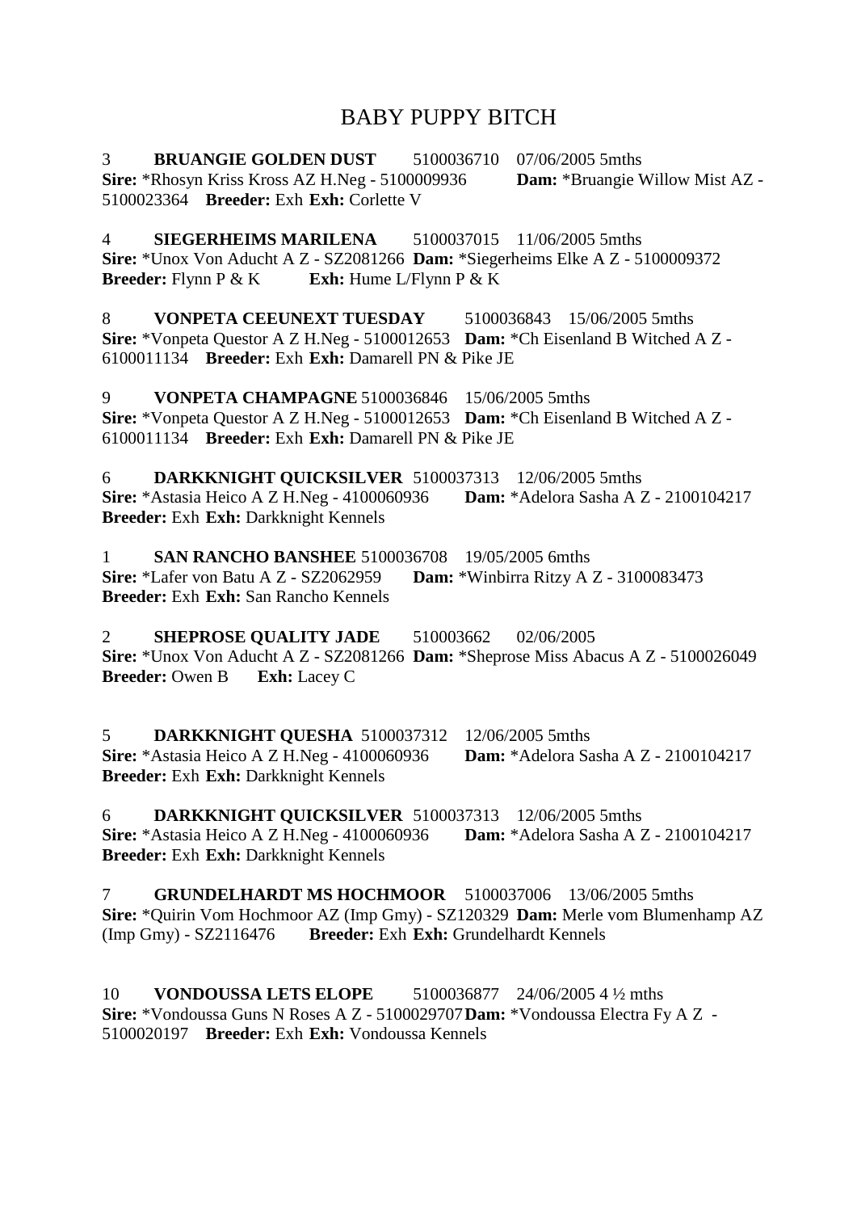# BABY PUPPY BITCH

3 **BRUANGIE GOLDEN DUST** 5100036710 07/06/2005 5mths
**Sire:** *Rhosyn Kriss Kross AZ H.Neg - 5100009936 **Dam:** *Bruangie Willow Mist AZ - 5100023364 **Breeder:** Exh **Exh:** Corlette V

4 **SIEGERHEIMS MARILENA** 5100037015 11/06/2005 5mths
**Sire:** *Unox Von Aducht A Z - SZ2081266 **Dam:** *Siegerheims Elke A Z - 5100009372
**Breeder:** Flynn P & K **Exh:** Hume L/Flynn P & K

8 **VONPETA CEEUNEXT TUESDAY** 5100036843 15/06/2005 5mths
**Sire:** *Vonpeta Questor A Z H.Neg - 5100012653 **Dam:** *Ch Eisenland B Witched A Z - 6100011134 **Breeder:** Exh **Exh:** Damarell PN & Pike JE

9 **VONPETA CHAMPAGNE** 5100036846 15/06/2005 5mths
**Sire:** *Vonpeta Questor A Z H.Neg - 5100012653 **Dam:** *Ch Eisenland B Witched A Z - 6100011134 **Breeder:** Exh **Exh:** Damarell PN & Pike JE

6 **DARKKNIGHT QUICKSILVER** 5100037313 12/06/2005 5mths
**Sire:** *Astasia Heico A Z H.Neg - 4100060936 **Dam:** *Adelora Sasha A Z - 2100104217
**Breeder:** Exh **Exh:** Darkknight Kennels

1 **SAN RANCHO BANSHEE** 5100036708 19/05/2005 6mths
**Sire:** *Lafer von Batu A Z - SZ2062959 **Dam:** *Winbirra Ritzy A Z - 3100083473
**Breeder:** Exh **Exh:** San Rancho Kennels

2 **SHEPROSE QUALITY JADE** 510003662 02/06/2005
**Sire:** *Unox Von Aducht A Z - SZ2081266 **Dam:** *Sheprose Miss Abacus A Z - 5100026049
**Breeder:** Owen B **Exh:** Lacey C

5 **DARKKNIGHT QUESHA** 5100037312 12/06/2005 5mths
**Sire:** *Astasia Heico A Z H.Neg - 4100060936 **Dam:** *Adelora Sasha A Z - 2100104217
**Breeder:** Exh **Exh:** Darkknight Kennels

6 **DARKKNIGHT QUICKSILVER** 5100037313 12/06/2005 5mths
**Sire:** *Astasia Heico A Z H.Neg - 4100060936 **Dam:** *Adelora Sasha A Z - 2100104217
**Breeder:** Exh **Exh:** Darkknight Kennels

7 **GRUNDELHARDT MS HOCHMOOR** 5100037006 13/06/2005 5mths
**Sire:** *Quirin Vom Hochmoor AZ (Imp Gmy) - SZ120329 **Dam:** Merle vom Blumenhamp AZ (Imp Gmy) - SZ2116476 **Breeder:** Exh **Exh:** Grundelhardt Kennels

10 **VONDOUSSA LETS ELOPE** 5100036877 24/06/2005 4 ½ mths
**Sire:** *Vondoussa Guns N Roses A Z - 5100029707 **Dam:** *Vondoussa Electra Fy A Z - 5100020197 **Breeder:** Exh **Exh:** Vondoussa Kennels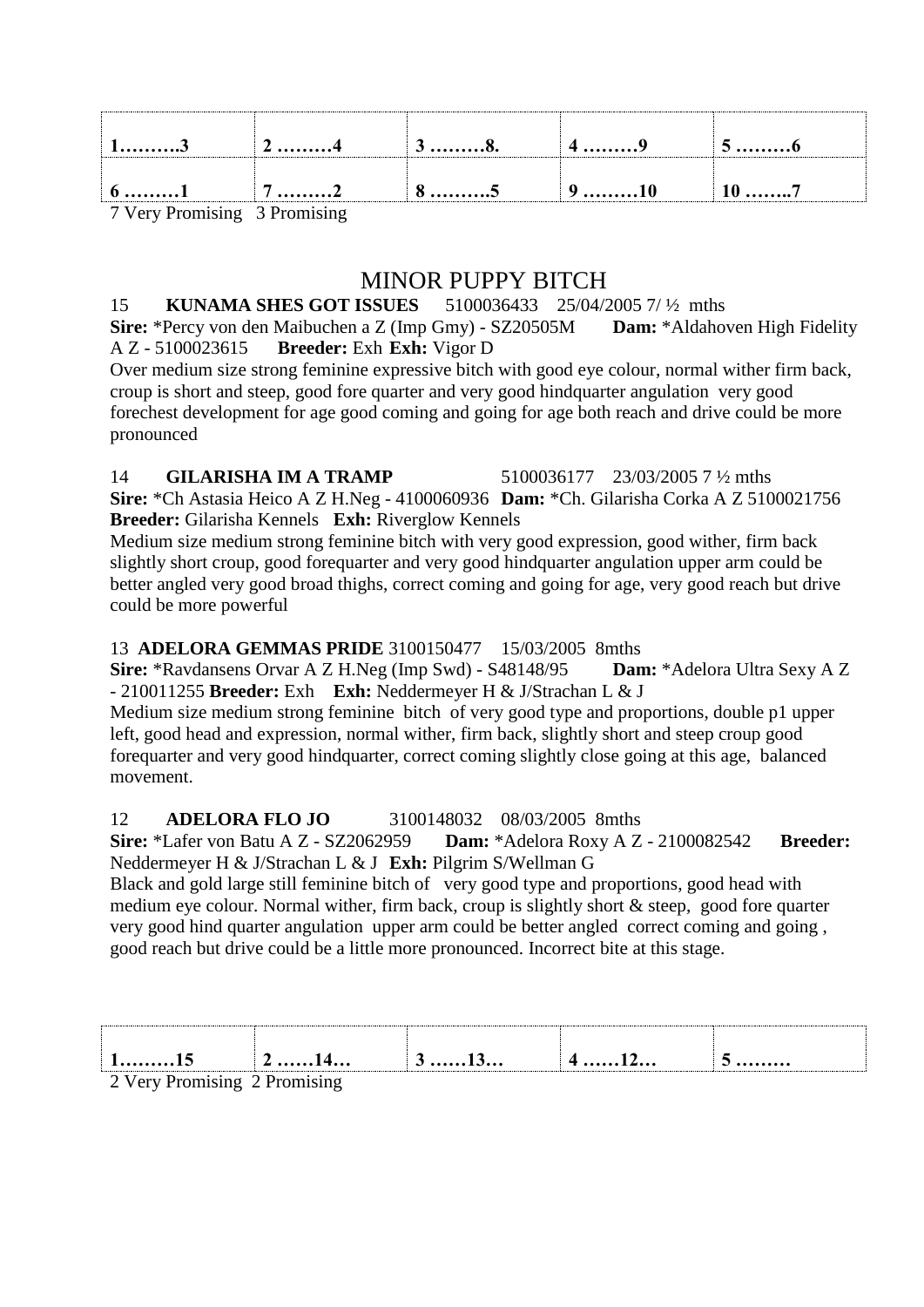| **1……….3** | **2 ………4** | **3 ………8.** | **4 ………9** | **5 ………6** |
|---|---|---|---|---|
| **6 ………1** | **7 ………2** | **8 ……….5** | **9 ………10** | **10 ……..7** |

7 Very Promising 3 Promising

## MINOR PUPPY BITCH

15 **KUNAMA SHES GOT ISSUES** 5100036433 25/04/2005 7/ ½ mths
**Sire:** *Percy von den Maibuchen a Z (Imp Gmy) - SZ20505M **Dam:** *Aldahoven High Fidelity A Z - 5100023615 **Breeder:** Exh **Exh:** Vigor D
Over medium size strong feminine expressive bitch with good eye colour, normal wither firm back, croup is short and steep, good fore quarter and very good hindquarter angulation very good forechest development for age good coming and going for age both reach and drive could be more pronounced

14 **GILARISHA IM A TRAMP** 5100036177 23/03/2005 7 ½ mths
**Sire:** *Ch Astasia Heico A Z H.Neg - 4100060936 **Dam:** *Ch. Gilarisha Corka A Z 5100021756 **Breeder:** Gilarisha Kennels **Exh:** Riverglow Kennels
Medium size medium strong feminine bitch with very good expression, good wither, firm back slightly short croup, good forequarter and very good hindquarter angulation upper arm could be better angled very good broad thighs, correct coming and going for age, very good reach but drive could be more powerful

13 **ADELORA GEMMAS PRIDE** 3100150477 15/03/2005 8mths
**Sire:** *Ravdansens Orvar A Z H.Neg (Imp Swd) - S48148/95 **Dam:** *Adelora Ultra Sexy A Z - 210011255 **Breeder:** Exh **Exh:** Neddermeyer H & J/Strachan L & J
Medium size medium strong feminine bitch of very good type and proportions, double p1 upper left, good head and expression, normal wither, firm back, slightly short and steep croup good forequarter and very good hindquarter, correct coming slightly close going at this age, balanced movement.

12 **ADELORA FLO JO** 3100148032 08/03/2005 8mths
**Sire:** *Lafer von Batu A Z - SZ2062959 **Dam:** *Adelora Roxy A Z - 2100082542 **Breeder:** Neddermeyer H & J/Strachan L & J **Exh:** Pilgrim S/Wellman G
Black and gold large still feminine bitch of very good type and proportions, good head with medium eye colour. Normal wither, firm back, croup is slightly short & steep, good fore quarter very good hind quarter angulation upper arm could be better angled correct coming and going , good reach but drive could be a little more pronounced. Incorrect bite at this stage.

| **1………15** | **2 ……14…** | **3 ……13…** | **4 ……12…** | **5 ………** |
|---|---|---|---|---|

2 Very Promising 2 Promising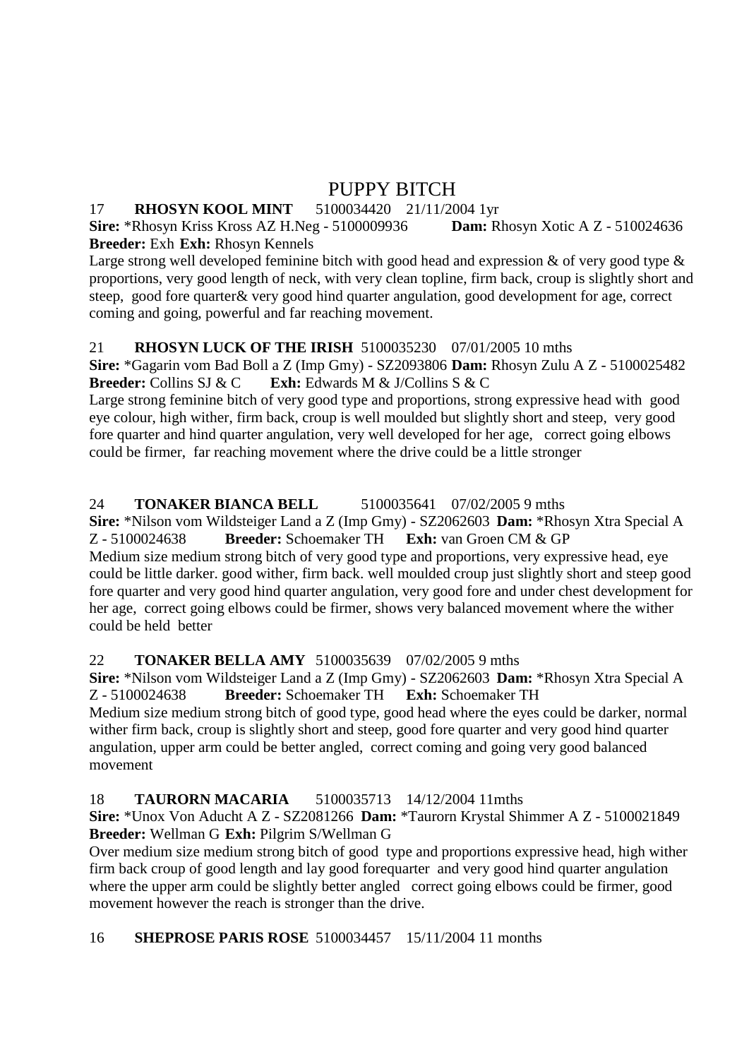# PUPPY BITCH

17 **RHOSYN KOOL MINT** 5100034420 21/11/2004 1yr
**Sire:** *Rhosyn Kriss Kross AZ H.Neg - 5100009936 **Dam:** Rhosyn Xotic A Z - 510024636
**Breeder:** Exh **Exh:** Rhosyn Kennels
Large strong well developed feminine bitch with good head and expression & of very good type & proportions, very good length of neck, with very clean topline, firm back, croup is slightly short and steep, good fore quarter& very good hind quarter angulation, good development for age, correct coming and going, powerful and far reaching movement.

21 **RHOSYN LUCK OF THE IRISH** 5100035230 07/01/2005 10 mths
**Sire:** *Gagarin vom Bad Boll a Z (Imp Gmy) - SZ2093806 **Dam:** Rhosyn Zulu A Z - 5100025482
**Breeder:** Collins SJ & C **Exh:** Edwards M & J/Collins S & C
Large strong feminine bitch of very good type and proportions, strong expressive head with good eye colour, high wither, firm back, croup is well moulded but slightly short and steep, very good fore quarter and hind quarter angulation, very well developed for her age, correct going elbows could be firmer, far reaching movement where the drive could be a little stronger

24 **TONAKER BIANCA BELL** 5100035641 07/02/2005 9 mths
**Sire:** *Nilson vom Wildsteiger Land a Z (Imp Gmy) - SZ2062603 **Dam:** *Rhosyn Xtra Special A Z - 5100024638 **Breeder:** Schoemaker TH **Exh:** van Groen CM & GP
Medium size medium strong bitch of very good type and proportions, very expressive head, eye could be little darker. good wither, firm back. well moulded croup just slightly short and steep good fore quarter and very good hind quarter angulation, very good fore and under chest development for her age, correct going elbows could be firmer, shows very balanced movement where the wither could be held better

22 **TONAKER BELLA AMY** 5100035639 07/02/2005 9 mths
**Sire:** *Nilson vom Wildsteiger Land a Z (Imp Gmy) - SZ2062603 **Dam:** *Rhosyn Xtra Special A Z - 5100024638 **Breeder:** Schoemaker TH **Exh:** Schoemaker TH
Medium size medium strong bitch of good type, good head where the eyes could be darker, normal wither firm back, croup is slightly short and steep, good fore quarter and very good hind quarter angulation, upper arm could be better angled, correct coming and going very good balanced movement

18 **TAURORN MACARIA** 5100035713 14/12/2004 11mths
**Sire:** *Unox Von Aducht A Z - SZ2081266 **Dam:** *Taurorn Krystal Shimmer A Z - 5100021849
**Breeder:** Wellman G **Exh:** Pilgrim S/Wellman G
Over medium size medium strong bitch of good type and proportions expressive head, high wither firm back croup of good length and lay good forequarter and very good hind quarter angulation where the upper arm could be slightly better angled correct going elbows could be firmer, good movement however the reach is stronger than the drive.

16 **SHEPROSE PARIS ROSE** 5100034457 15/11/2004 11 months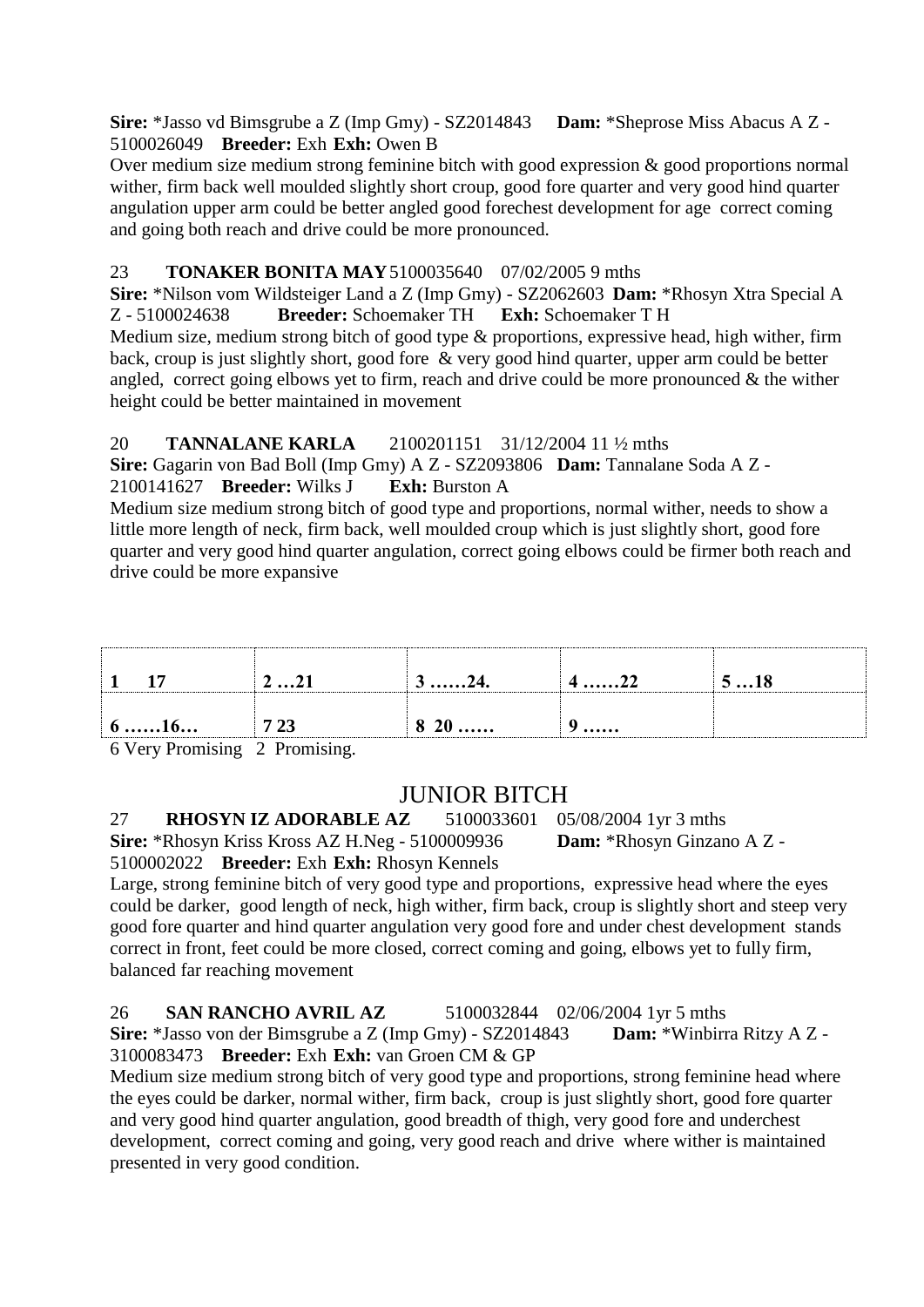**Sire:** *Jasso vd Bimsgrube a Z (Imp Gmy) - SZ2014843 **Dam:** *Sheprose Miss Abacus A Z - 5100026049 **Breeder:** Exh **Exh:** Owen B

Over medium size medium strong feminine bitch with good expression & good proportions normal wither, firm back well moulded slightly short croup, good fore quarter and very good hind quarter angulation upper arm could be better angled good forechest development for age correct coming and going both reach and drive could be more pronounced.

23 **TONAKER BONITA MAY** 5100035640 07/02/2005 9 mths

**Sire:** *Nilson vom Wildsteiger Land a Z (Imp Gmy) - SZ2062603 **Dam:** *Rhosyn Xtra Special A Z - 5100024638 **Breeder:** Schoemaker TH **Exh:** Schoemaker T H

Medium size, medium strong bitch of good type & proportions, expressive head, high wither, firm back, croup is just slightly short, good fore & very good hind quarter, upper arm could be better angled, correct going elbows yet to firm, reach and drive could be more pronounced & the wither height could be better maintained in movement

20 **TANNALANE KARLA** 2100201151 31/12/2004 11 ½ mths

**Sire:** Gagarin von Bad Boll (Imp Gmy) A Z - SZ2093806 **Dam:** Tannalane Soda A Z - 2100141627 **Breeder:** Wilks J **Exh:** Burston A

Medium size medium strong bitch of good type and proportions, normal wither, needs to show a little more length of neck, firm back, well moulded croup which is just slightly short, good fore quarter and very good hind quarter angulation, correct going elbows could be firmer both reach and drive could be more expansive

| **1 17** | **2 …21** | **3 ……24.** | **4 ……22** | **5 …18** |
|---|---|---|---|---|
| **6 ……16…** | **7 23** | **8 20 ……** | **9 ……** | |

6 Very Promising 2 Promising.

## JUNIOR BITCH

27 **RHOSYN IZ ADORABLE AZ** 5100033601 05/08/2004 1yr 3 mths

**Sire:** *Rhosyn Kriss Kross AZ H.Neg - 5100009936 **Dam:** *Rhosyn Ginzano A Z - 5100002022 **Breeder:** Exh **Exh:** Rhosyn Kennels

Large, strong feminine bitch of very good type and proportions, expressive head where the eyes could be darker, good length of neck, high wither, firm back, croup is slightly short and steep very good fore quarter and hind quarter angulation very good fore and under chest development stands correct in front, feet could be more closed, correct coming and going, elbows yet to fully firm, balanced far reaching movement

26 **SAN RANCHO AVRIL AZ** 5100032844 02/06/2004 1yr 5 mths

**Sire:** *Jasso von der Bimsgrube a Z (Imp Gmy) - SZ2014843 **Dam:** *Winbirra Ritzy A Z - 3100083473 **Breeder:** Exh **Exh:** van Groen CM & GP

Medium size medium strong bitch of very good type and proportions, strong feminine head where the eyes could be darker, normal wither, firm back, croup is just slightly short, good fore quarter and very good hind quarter angulation, good breadth of thigh, very good fore and underchest development, correct coming and going, very good reach and drive where wither is maintained presented in very good condition.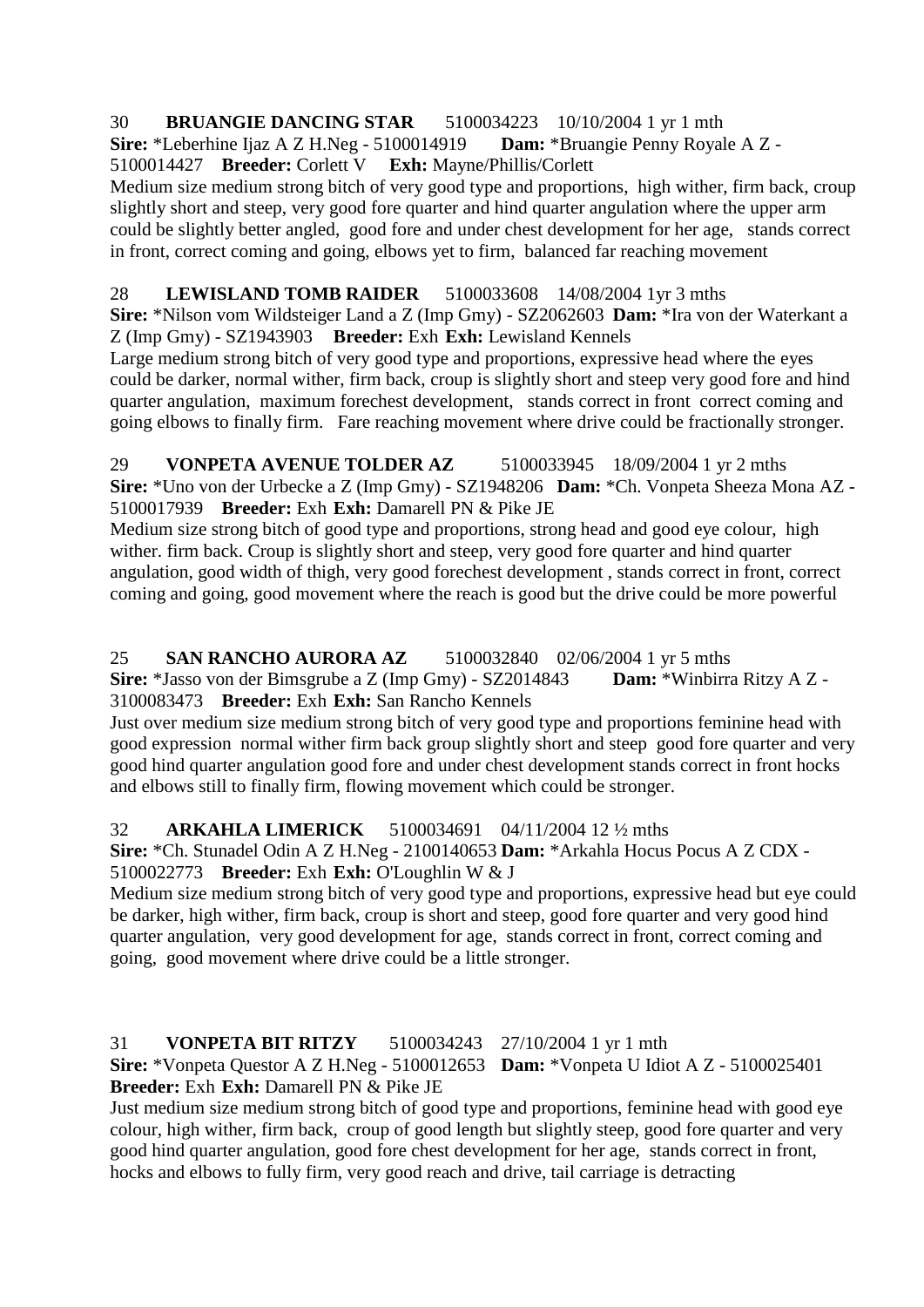30 **BRUANGIE DANCING STAR** 5100034223 10/10/2004 1 yr 1 mth
**Sire:** *Leberhine Ijaz A Z H.Neg - 5100014919 **Dam:** *Bruangie Penny Royale A Z - 5100014427 **Breeder:** Corlett V **Exh:** Mayne/Phillis/Corlett
Medium size medium strong bitch of very good type and proportions, high wither, firm back, croup slightly short and steep, very good fore quarter and hind quarter angulation where the upper arm could be slightly better angled, good fore and under chest development for her age, stands correct in front, correct coming and going, elbows yet to firm, balanced far reaching movement

28 **LEWISLAND TOMB RAIDER** 5100033608 14/08/2004 1yr 3 mths
**Sire:** *Nilson vom Wildsteiger Land a Z (Imp Gmy) - SZ2062603 **Dam:** *Ira von der Waterkant a Z (Imp Gmy) - SZ1943903 **Breeder:** Exh **Exh:** Lewisland Kennels
Large medium strong bitch of very good type and proportions, expressive head where the eyes could be darker, normal wither, firm back, croup is slightly short and steep very good fore and hind quarter angulation, maximum forechest development, stands correct in front correct coming and going elbows to finally firm. Fare reaching movement where drive could be fractionally stronger.

29 **VONPETA AVENUE TOLDER AZ** 5100033945 18/09/2004 1 yr 2 mths
**Sire:** *Uno von der Urbecke a Z (Imp Gmy) - SZ1948206 **Dam:** *Ch. Vonpeta Sheeza Mona AZ - 5100017939 **Breeder:** Exh **Exh:** Damarell PN & Pike JE
Medium size strong bitch of good type and proportions, strong head and good eye colour, high wither. firm back. Croup is slightly short and steep, very good fore quarter and hind quarter angulation, good width of thigh, very good forechest development , stands correct in front, correct coming and going, good movement where the reach is good but the drive could be more powerful

25 **SAN RANCHO AURORA AZ** 5100032840 02/06/2004 1 yr 5 mths
**Sire:** *Jasso von der Bimsgrube a Z (Imp Gmy) - SZ2014843 **Dam:** *Winbirra Ritzy A Z - 3100083473 **Breeder:** Exh **Exh:** San Rancho Kennels
Just over medium size medium strong bitch of very good type and proportions feminine head with good expression normal wither firm back group slightly short and steep good fore quarter and very good hind quarter angulation good fore and under chest development stands correct in front hocks and elbows still to finally firm, flowing movement which could be stronger.

32 **ARKAHLA LIMERICK** 5100034691 04/11/2004 12 ½ mths
**Sire:** *Ch. Stunadel Odin A Z H.Neg - 2100140653 **Dam:** *Arkahla Hocus Pocus A Z CDX - 5100022773 **Breeder:** Exh **Exh:** O'Loughlin W & J
Medium size medium strong bitch of very good type and proportions, expressive head but eye could be darker, high wither, firm back, croup is short and steep, good fore quarter and very good hind quarter angulation, very good development for age, stands correct in front, correct coming and going, good movement where drive could be a little stronger.

31 **VONPETA BIT RITZY** 5100034243 27/10/2004 1 yr 1 mth
**Sire:** *Vonpeta Questor A Z H.Neg - 5100012653 **Dam:** *Vonpeta U Idiot A Z - 5100025401 **Breeder:** Exh **Exh:** Damarell PN & Pike JE
Just medium size medium strong bitch of good type and proportions, feminine head with good eye colour, high wither, firm back, croup of good length but slightly steep, good fore quarter and very good hind quarter angulation, good fore chest development for her age, stands correct in front, hocks and elbows to fully firm, very good reach and drive, tail carriage is detracting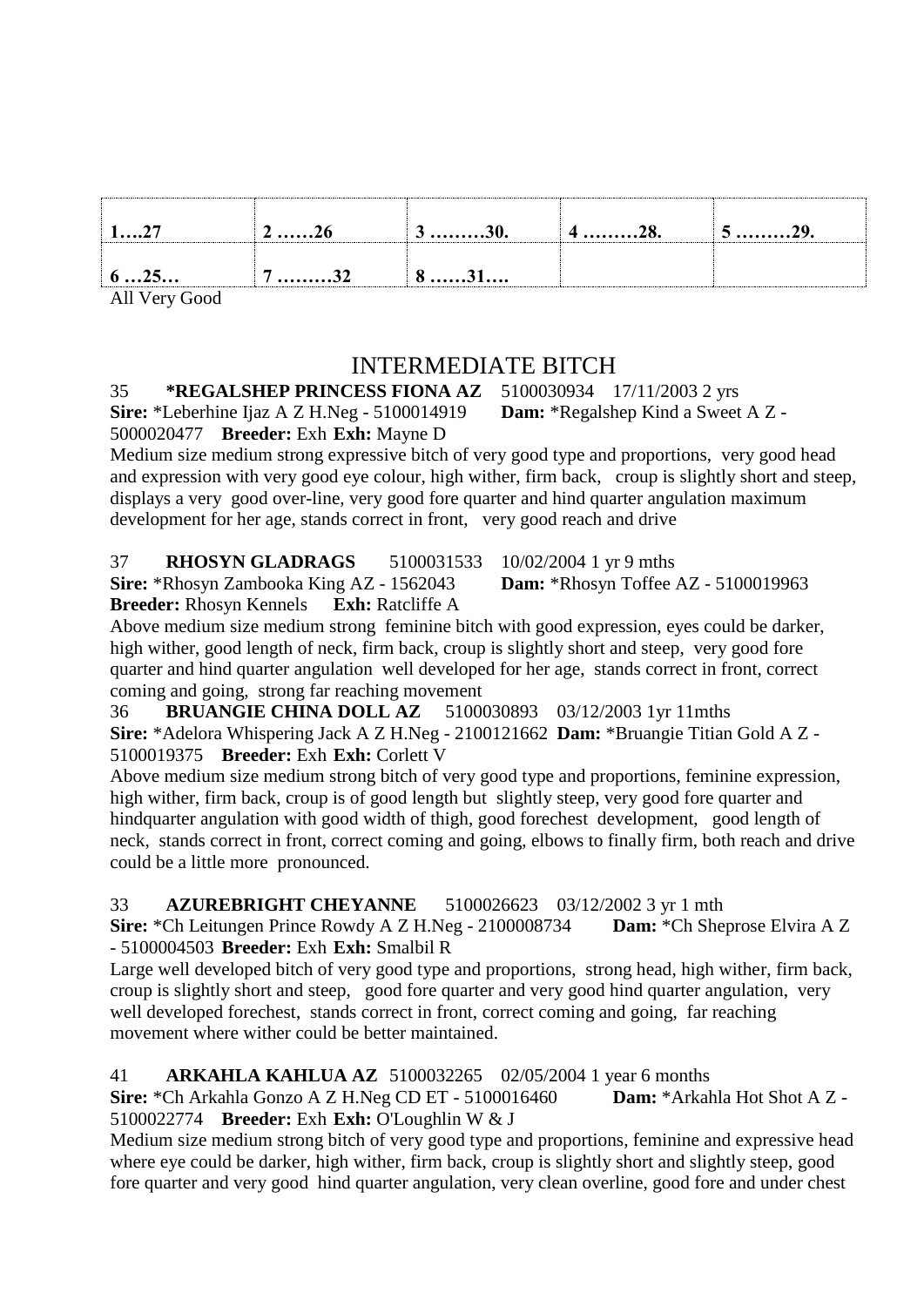| 1….27 | 2 ……26 | 3 ………30. | 4 ………28. | 5 ………29. |
|---|---|---|---|---|
| 6 …25… | 7 ………32 | 8 ……31…. | | |

All Very Good

## INTERMEDIATE BITCH

35 **\*REGALSHEP PRINCESS FIONA AZ** 5100030934 17/11/2003 2 yrs
**Sire:** \*Leberhine Ijaz A Z H.Neg - 5100014919 **Dam:** \*Regalshep Kind a Sweet A Z - 5000020477 **Breeder:** Exh **Exh:** Mayne D
Medium size medium strong expressive bitch of very good type and proportions, very good head and expression with very good eye colour, high wither, firm back, croup is slightly short and steep, displays a very good over-line, very good fore quarter and hind quarter angulation maximum development for her age, stands correct in front, very good reach and drive

37 **RHOSYN GLADRAGS** 5100031533 10/02/2004 1 yr 9 mths
**Sire:** \*Rhosyn Zambooka King AZ - 1562043 **Dam:** \*Rhosyn Toffee AZ - 5100019963
**Breeder:** Rhosyn Kennels **Exh:** Ratcliffe A
Above medium size medium strong feminine bitch with good expression, eyes could be darker, high wither, good length of neck, firm back, croup is slightly short and steep, very good fore quarter and hind quarter angulation well developed for her age, stands correct in front, correct coming and going, strong far reaching movement

36 **BRUANGIE CHINA DOLL AZ** 5100030893 03/12/2003 1yr 11mths
**Sire:** \*Adelora Whispering Jack A Z H.Neg - 2100121662 **Dam:** \*Bruangie Titian Gold A Z - 5100019375 **Breeder:** Exh **Exh:** Corlett V
Above medium size medium strong bitch of very good type and proportions, feminine expression, high wither, firm back, croup is of good length but slightly steep, very good fore quarter and hindquarter angulation with good width of thigh, good forechest development, good length of neck, stands correct in front, correct coming and going, elbows to finally firm, both reach and drive could be a little more pronounced.

33 **AZUREBRIGHT CHEYANNE** 5100026623 03/12/2002 3 yr 1 mth
**Sire:** \*Ch Leitungen Prince Rowdy A Z H.Neg - 2100008734 **Dam:** \*Ch Sheprose Elvira A Z - 5100004503 **Breeder:** Exh **Exh:** Smalbil R
Large well developed bitch of very good type and proportions, strong head, high wither, firm back, croup is slightly short and steep, good fore quarter and very good hind quarter angulation, very well developed forechest, stands correct in front, correct coming and going, far reaching movement where wither could be better maintained.

41 **ARKAHLA KAHLUA AZ** 5100032265 02/05/2004 1 year 6 months
**Sire:** \*Ch Arkahla Gonzo A Z H.Neg CD ET - 5100016460 **Dam:** \*Arkahla Hot Shot A Z - 5100022774 **Breeder:** Exh **Exh:** O'Loughlin W & J
Medium size medium strong bitch of very good type and proportions, feminine and expressive head where eye could be darker, high wither, firm back, croup is slightly short and slightly steep, good fore quarter and very good hind quarter angulation, very clean overline, good fore and under chest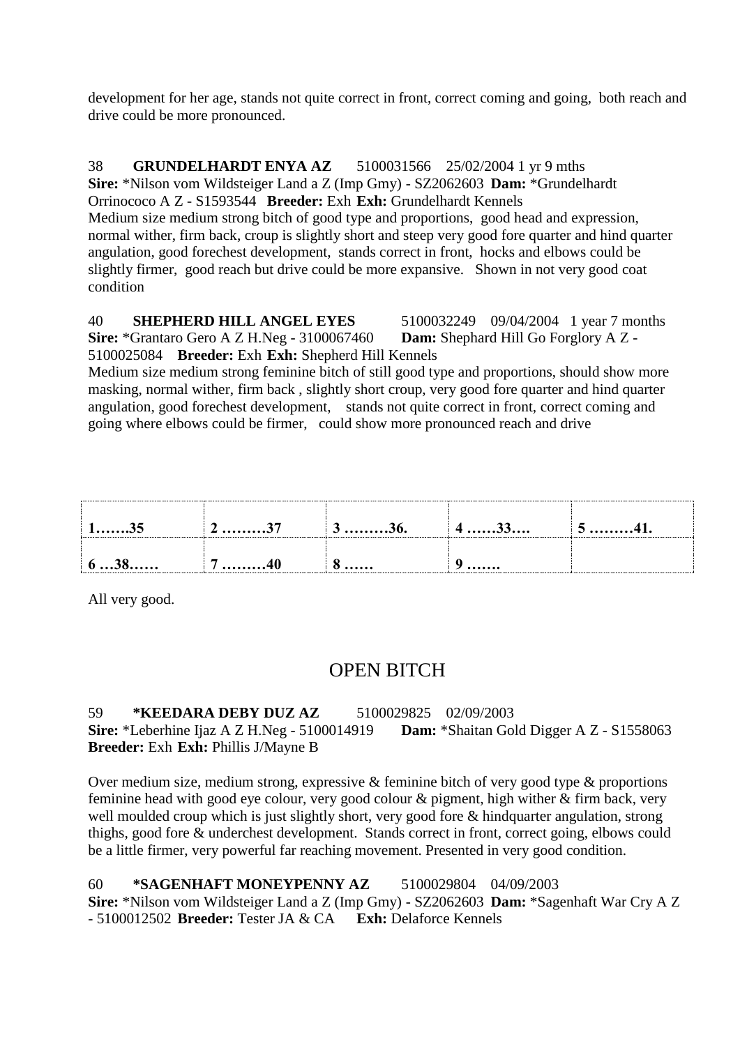development for her age, stands not quite correct in front, correct coming and going, both reach and drive could be more pronounced.

38 **GRUNDELHARDT ENYA AZ** 5100031566 25/02/2004 1 yr 9 mths
**Sire:** *Nilson vom Wildsteiger Land a Z (Imp Gmy) - SZ2062603 **Dam:** *Grundelhardt Orrinococo A Z - S1593544 **Breeder:** Exh **Exh:** Grundelhardt Kennels
Medium size medium strong bitch of good type and proportions, good head and expression, normal wither, firm back, croup is slightly short and steep very good fore quarter and hind quarter angulation, good forechest development, stands correct in front, hocks and elbows could be slightly firmer, good reach but drive could be more expansive. Shown in not very good coat condition

40 **SHEPHERD HILL ANGEL EYES** 5100032249 09/04/2004 1 year 7 months
**Sire:** *Grantaro Gero A Z H.Neg - 3100067460 **Dam:** Shephard Hill Go Forglory A Z - 5100025084 **Breeder:** Exh **Exh:** Shepherd Hill Kennels
Medium size medium strong feminine bitch of still good type and proportions, should show more masking, normal wither, firm back , slightly short croup, very good fore quarter and hind quarter angulation, good forechest development, stands not quite correct in front, correct coming and going where elbows could be firmer, could show more pronounced reach and drive

| **1…….35** | **2 ………37** | **3 ………36.** | **4 ……33….** | **5 ………41.** |
|---|---|---|---|---|
| **6 …38……** | **7 ………40** | **8 ……** | **9 …….** | |

All very good.

## OPEN BITCH

59 ***KEEDARA DEBY DUZ AZ** 5100029825 02/09/2003
**Sire:** *Leberhine Ijaz A Z H.Neg - 5100014919 **Dam:** *Shaitan Gold Digger A Z - S1558063
**Breeder:** Exh **Exh:** Phillis J/Mayne B

Over medium size, medium strong, expressive & feminine bitch of very good type & proportions feminine head with good eye colour, very good colour & pigment, high wither & firm back, very well moulded croup which is just slightly short, very good fore & hindquarter angulation, strong thighs, good fore & underchest development. Stands correct in front, correct going, elbows could be a little firmer, very powerful far reaching movement. Presented in very good condition.

60 ***SAGENHAFT MONEYPENNY AZ** 5100029804 04/09/2003
**Sire:** *Nilson vom Wildsteiger Land a Z (Imp Gmy) - SZ2062603 **Dam:** *Sagenhaft War Cry A Z - 5100012502 **Breeder:** Tester JA & CA **Exh:** Delaforce Kennels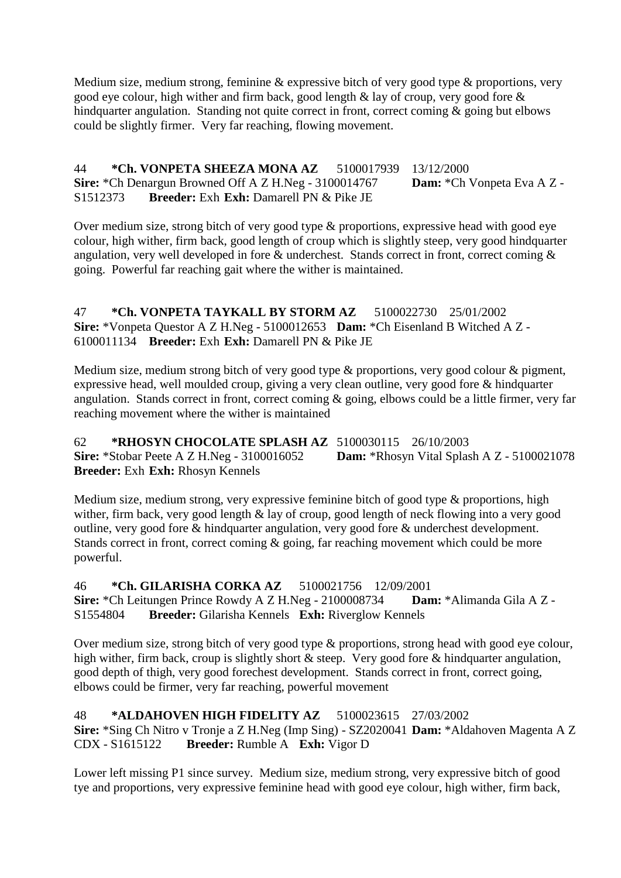Medium size, medium strong, feminine & expressive bitch of very good type & proportions, very good eye colour, high wither and firm back, good length & lay of croup, very good fore & hindquarter angulation. Standing not quite correct in front, correct coming & going but elbows could be slightly firmer. Very far reaching, flowing movement.

44 **\*Ch. VONPETA SHEEZA MONA AZ** 5100017939 13/12/2000
**Sire:** \*Ch Denargun Browned Off A Z H.Neg - 3100014767 **Dam:** \*Ch Vonpeta Eva A Z - S1512373 **Breeder:** Exh **Exh:** Damarell PN & Pike JE

Over medium size, strong bitch of very good type & proportions, expressive head with good eye colour, high wither, firm back, good length of croup which is slightly steep, very good hindquarter angulation, very well developed in fore & underchest. Stands correct in front, correct coming & going. Powerful far reaching gait where the wither is maintained.

47 **\*Ch. VONPETA TAYKALL BY STORM AZ** 5100022730 25/01/2002
**Sire:** \*Vonpeta Questor A Z H.Neg - 5100012653 **Dam:** \*Ch Eisenland B Witched A Z - 6100011134 **Breeder:** Exh **Exh:** Damarell PN & Pike JE

Medium size, medium strong bitch of very good type & proportions, very good colour & pigment, expressive head, well moulded croup, giving a very clean outline, very good fore & hindquarter angulation. Stands correct in front, correct coming & going, elbows could be a little firmer, very far reaching movement where the wither is maintained

62 **\*RHOSYN CHOCOLATE SPLASH AZ** 5100030115 26/10/2003
**Sire:** \*Stobar Peete A Z H.Neg - 3100016052 **Dam:** \*Rhosyn Vital Splash A Z - 5100021078
**Breeder:** Exh **Exh:** Rhosyn Kennels

Medium size, medium strong, very expressive feminine bitch of good type & proportions, high wither, firm back, very good length & lay of croup, good length of neck flowing into a very good outline, very good fore & hindquarter angulation, very good fore & underchest development. Stands correct in front, correct coming & going, far reaching movement which could be more powerful.

46 **\*Ch. GILARISHA CORKA AZ** 5100021756 12/09/2001
**Sire:** \*Ch Leitungen Prince Rowdy A Z H.Neg - 2100008734 **Dam:** \*Alimanda Gila A Z - S1554804 **Breeder:** Gilarisha Kennels **Exh:** Riverglow Kennels

Over medium size, strong bitch of very good type & proportions, strong head with good eye colour, high wither, firm back, croup is slightly short & steep. Very good fore & hindquarter angulation, good depth of thigh, very good forechest development. Stands correct in front, correct going, elbows could be firmer, very far reaching, powerful movement

48 **\*ALDAHOVEN HIGH FIDELITY AZ** 5100023615 27/03/2002
**Sire:** \*Sing Ch Nitro v Tronje a Z H.Neg (Imp Sing) - SZ2020041 **Dam:** \*Aldahoven Magenta A Z CDX - S1615122 **Breeder:** Rumble A **Exh:** Vigor D

Lower left missing P1 since survey. Medium size, medium strong, very expressive bitch of good tye and proportions, very expressive feminine head with good eye colour, high wither, firm back,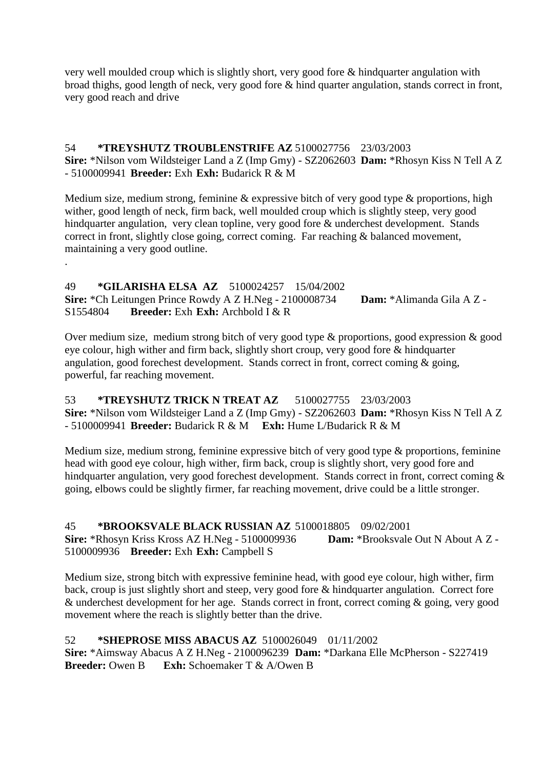very well moulded croup which is slightly short, very good fore & hindquarter angulation with broad thighs, good length of neck, very good fore & hind quarter angulation, stands correct in front, very good reach and drive

54 **\*TREYSHUTZ TROUBLENSTRIFE AZ** 5100027756 23/03/2003
**Sire:** \*Nilson vom Wildsteiger Land a Z (Imp Gmy) - SZ2062603 **Dam:** \*Rhosyn Kiss N Tell A Z - 5100009941 **Breeder:** Exh **Exh:** Budarick R & M

Medium size, medium strong, feminine & expressive bitch of very good type & proportions, high wither, good length of neck, firm back, well moulded croup which is slightly steep, very good hindquarter angulation, very clean topline, very good fore & underchest development. Stands correct in front, slightly close going, correct coming. Far reaching & balanced movement, maintaining a very good outline.

.

49 **\*GILARISHA ELSA AZ** 5100024257 15/04/2002
**Sire:** \*Ch Leitungen Prince Rowdy A Z H.Neg - 2100008734 **Dam:** \*Alimanda Gila A Z - S1554804 **Breeder:** Exh **Exh:** Archbold I & R

Over medium size, medium strong bitch of very good type & proportions, good expression & good eye colour, high wither and firm back, slightly short croup, very good fore & hindquarter angulation, good forechest development. Stands correct in front, correct coming & going, powerful, far reaching movement.

53 **\*TREYSHUTZ TRICK N TREAT AZ** 5100027755 23/03/2003
**Sire:** \*Nilson vom Wildsteiger Land a Z (Imp Gmy) - SZ2062603 **Dam:** \*Rhosyn Kiss N Tell A Z - 5100009941 **Breeder:** Budarick R & M **Exh:** Hume L/Budarick R & M

Medium size, medium strong, feminine expressive bitch of very good type & proportions, feminine head with good eye colour, high wither, firm back, croup is slightly short, very good fore and hindquarter angulation, very good forechest development. Stands correct in front, correct coming & going, elbows could be slightly firmer, far reaching movement, drive could be a little stronger.

45 **\*BROOKSVALE BLACK RUSSIAN AZ** 5100018805 09/02/2001
**Sire:** \*Rhosyn Kriss Kross AZ H.Neg - 5100009936 **Dam:** \*Brooksvale Out N About A Z - 5100009936 **Breeder:** Exh **Exh:** Campbell S

Medium size, strong bitch with expressive feminine head, with good eye colour, high wither, firm back, croup is just slightly short and steep, very good fore & hindquarter angulation. Correct fore & underchest development for her age. Stands correct in front, correct coming & going, very good movement where the reach is slightly better than the drive.

52 **\*SHEPROSE MISS ABACUS AZ** 5100026049 01/11/2002
**Sire:** \*Aimsway Abacus A Z H.Neg - 2100096239 **Dam:** \*Darkana Elle McPherson - S227419
**Breeder:** Owen B **Exh:** Schoemaker T & A/Owen B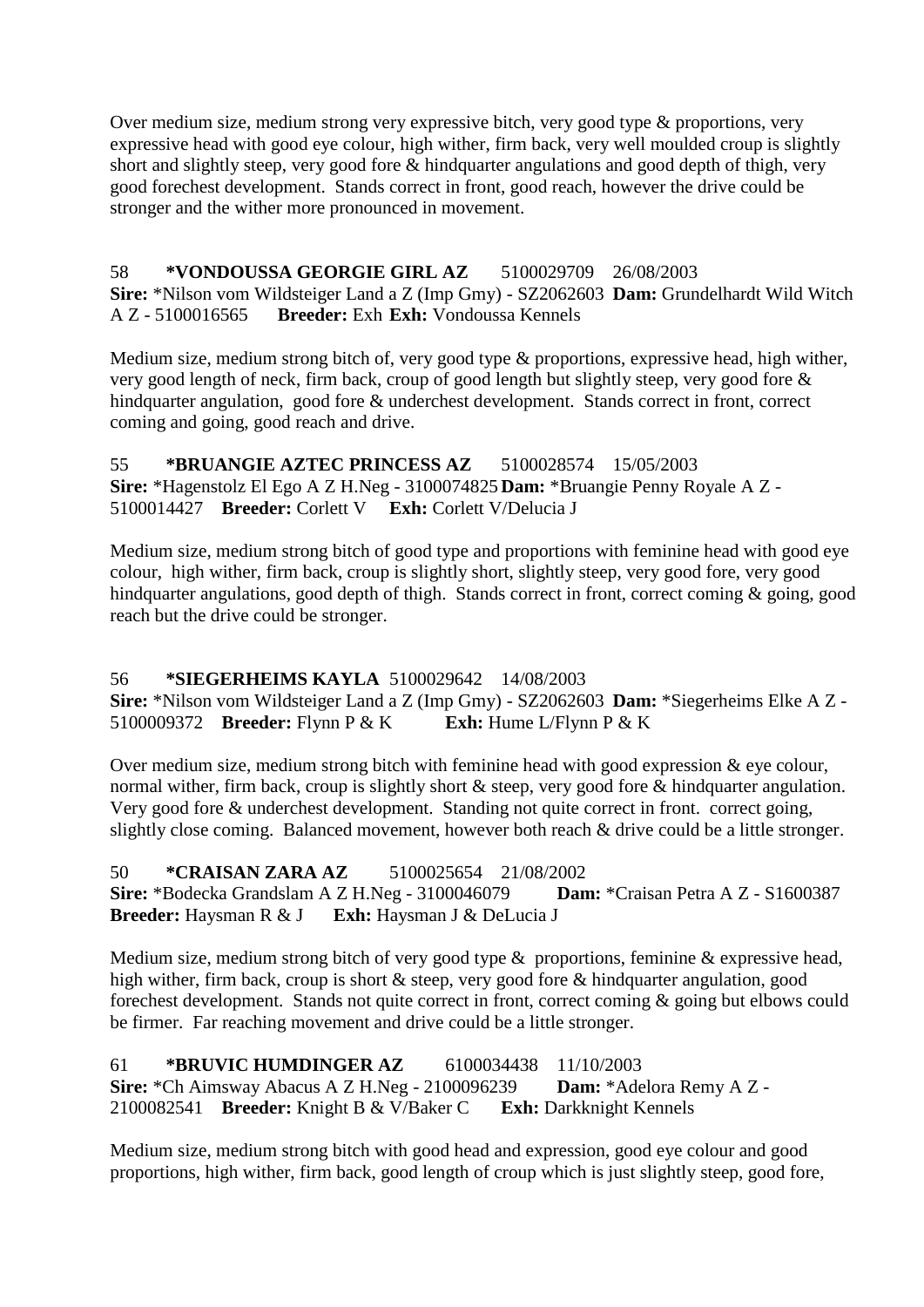Over medium size, medium strong very expressive bitch, very good type & proportions, very expressive head with good eye colour, high wither, firm back, very well moulded croup is slightly short and slightly steep, very good fore & hindquarter angulations and good depth of thigh, very good forechest development. Stands correct in front, good reach, however the drive could be stronger and the wither more pronounced in movement.

58 **\*VONDOUSSA GEORGIE GIRL AZ** 5100029709 26/08/2003
**Sire:** \*Nilson vom Wildsteiger Land a Z (Imp Gmy) - SZ2062603 **Dam:** Grundelhardt Wild Witch A Z - 5100016565 **Breeder:** Exh **Exh:** Vondoussa Kennels

Medium size, medium strong bitch of, very good type & proportions, expressive head, high wither, very good length of neck, firm back, croup of good length but slightly steep, very good fore & hindquarter angulation, good fore & underchest development. Stands correct in front, correct coming and going, good reach and drive.

55 **\*BRUANGIE AZTEC PRINCESS AZ** 5100028574 15/05/2003
**Sire:** \*Hagenstolz El Ego A Z H.Neg - 3100074825 **Dam:** \*Bruangie Penny Royale A Z - 5100014427 **Breeder:** Corlett V **Exh:** Corlett V/Delucia J

Medium size, medium strong bitch of good type and proportions with feminine head with good eye colour, high wither, firm back, croup is slightly short, slightly steep, very good fore, very good hindquarter angulations, good depth of thigh. Stands correct in front, correct coming & going, good reach but the drive could be stronger.

56 **\*SIEGERHEIMS KAYLA** 5100029642 14/08/2003
**Sire:** \*Nilson vom Wildsteiger Land a Z (Imp Gmy) - SZ2062603 **Dam:** \*Siegerheims Elke A Z - 5100009372 **Breeder:** Flynn P & K **Exh:** Hume L/Flynn P & K

Over medium size, medium strong bitch with feminine head with good expression & eye colour, normal wither, firm back, croup is slightly short & steep, very good fore & hindquarter angulation. Very good fore & underchest development. Standing not quite correct in front. correct going, slightly close coming. Balanced movement, however both reach & drive could be a little stronger.

50 **\*CRAISAN ZARA AZ** 5100025654 21/08/2002
**Sire:** \*Bodecka Grandslam A Z H.Neg - 3100046079 **Dam:** \*Craisan Petra A Z - S1600387 **Breeder:** Haysman R & J **Exh:** Haysman J & DeLucia J

Medium size, medium strong bitch of very good type & proportions, feminine & expressive head, high wither, firm back, croup is short & steep, very good fore & hindquarter angulation, good forechest development. Stands not quite correct in front, correct coming & going but elbows could be firmer. Far reaching movement and drive could be a little stronger.

61 **\*BRUVIC HUMDINGER AZ** 6100034438 11/10/2003
**Sire:** \*Ch Aimsway Abacus A Z H.Neg - 2100096239 **Dam:** \*Adelora Remy A Z - 2100082541 **Breeder:** Knight B & V/Baker C **Exh:** Darkknight Kennels

Medium size, medium strong bitch with good head and expression, good eye colour and good proportions, high wither, firm back, good length of croup which is just slightly steep, good fore,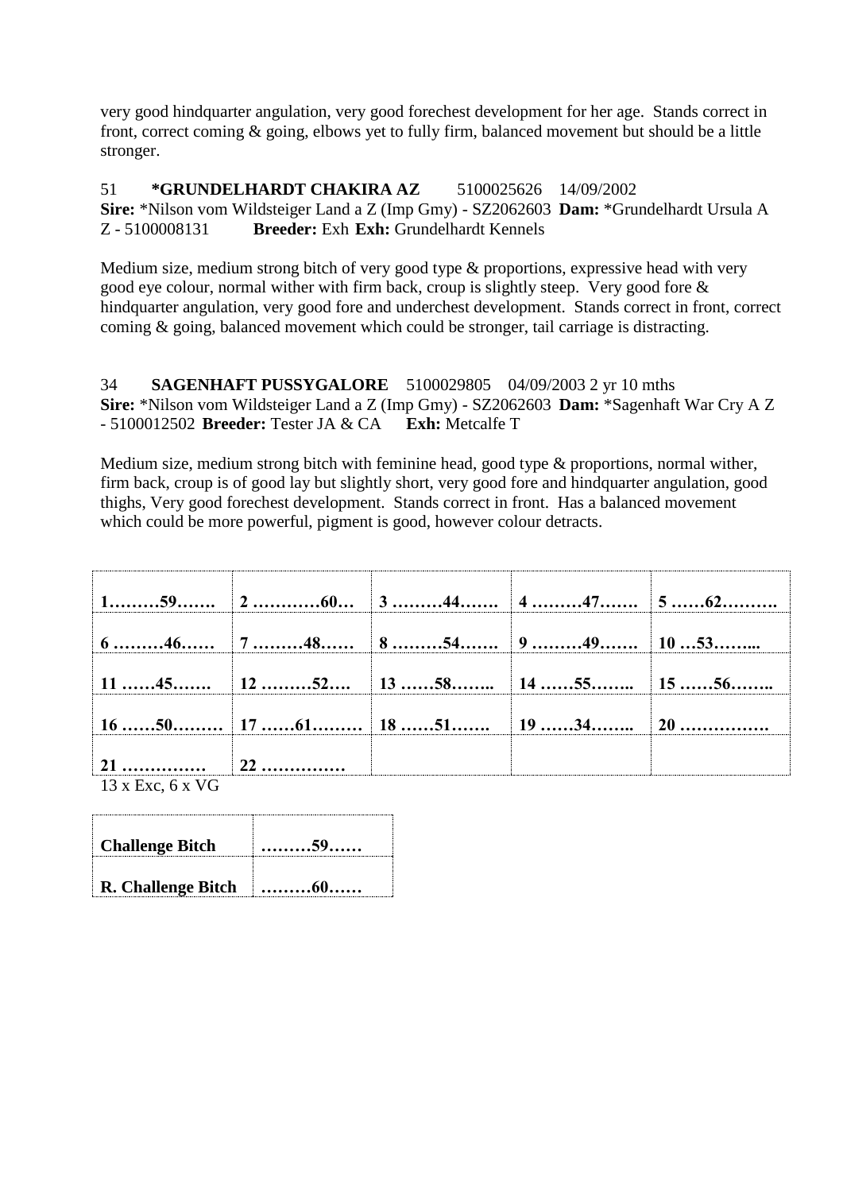very good hindquarter angulation, very good forechest development for her age. Stands correct in front, correct coming & going, elbows yet to fully firm, balanced movement but should be a little stronger.

51 **\*GRUNDELHARDT CHAKIRA AZ** 5100025626 14/09/2002
**Sire:** \*Nilson vom Wildsteiger Land a Z (Imp Gmy) - SZ2062603 **Dam:** \*Grundelhardt Ursula A Z - 5100008131 **Breeder:** Exh **Exh:** Grundelhardt Kennels

Medium size, medium strong bitch of very good type & proportions, expressive head with very good eye colour, normal wither with firm back, croup is slightly steep. Very good fore & hindquarter angulation, very good fore and underchest development. Stands correct in front, correct coming & going, balanced movement which could be stronger, tail carriage is distracting.

34 **SAGENHAFT PUSSYGALORE** 5100029805 04/09/2003 2 yr 10 mths
**Sire:** \*Nilson vom Wildsteiger Land a Z (Imp Gmy) - SZ2062603 **Dam:** \*Sagenhaft War Cry A Z - 5100012502 **Breeder:** Tester JA & CA **Exh:** Metcalfe T

Medium size, medium strong bitch with feminine head, good type & proportions, normal wither, firm back, croup is of good lay but slightly short, very good fore and hindquarter angulation, good thighs, Very good forechest development. Stands correct in front. Has a balanced movement which could be more powerful, pigment is good, however colour detracts.

| | | | | |
|---|---|---|---|---|
| **1………59…….** | **2 …………60…** | **3 ………44…….** | **4 ………47…….** | **5 ……62……….** |
| **6 ………46……** | **7 ………48……** | **8 ………54…….** | **9 ………49…….** | **10 …53……...** |
| **11 ……45…….** | **12 ………52….** | **13 ……58……..** | **14 ……55……..** | **15 ……56……..** |
| **16 ……50………** | **17 ……61………** | **18 ……51…….** | **19 ……34……..** | **20 …………….** |
| **21 ……………** | **22 ……………** | | | |

13 x Exc, 6 x VG

| | |
|---|---|
| **Challenge Bitch** | **………59……** |
| **R. Challenge Bitch** | **………60……** |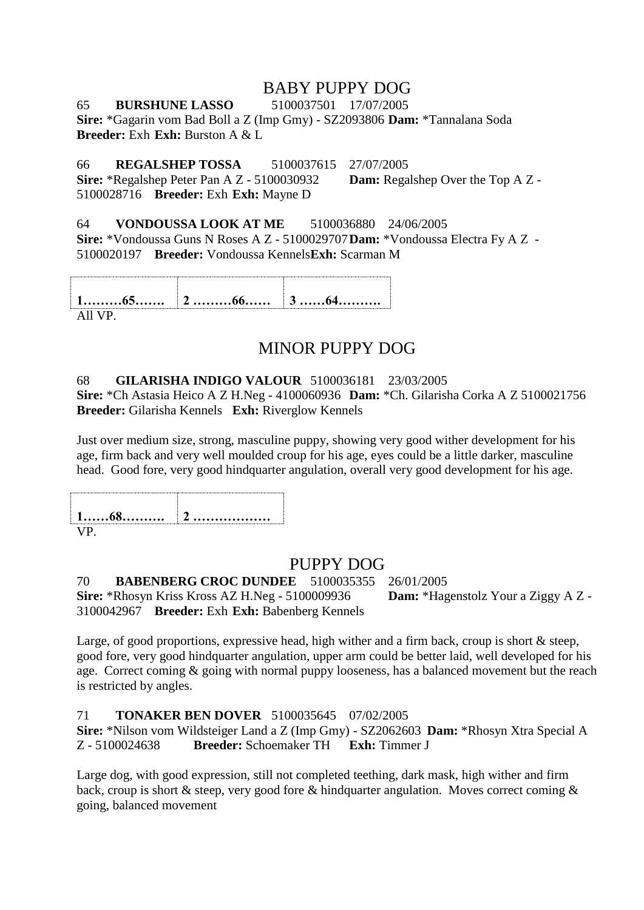## BABY PUPPY DOG

65 **BURSHUNE LASSO** 5100037501 17/07/2005
**Sire:** *Gagarin vom Bad Boll a Z (Imp Gmy) - SZ2093806 **Dam:** *Tannalana Soda
**Breeder:** Exh **Exh:** Burston A & L

66 **REGALSHEP TOSSA** 5100037615 27/07/2005
**Sire:** *Regalshep Peter Pan A Z - 5100030932 **Dam:** Regalshep Over the Top A Z - 5100028716 **Breeder:** Exh **Exh:** Mayne D

64 **VONDOUSSA LOOK AT ME** 5100036880 24/06/2005
**Sire:** *Vondoussa Guns N Roses A Z - 5100029707 **Dam:** *Vondoussa Electra Fy A Z - 5100020197 **Breeder:** Vondoussa Kennels **Exh:** Scarman M

| **1………65…….** | **2 ………66……** | **3 ……64……….** |
|---|---|---|

All VP.

## MINOR PUPPY DOG

68 **GILARISHA INDIGO VALOUR** 5100036181 23/03/2005
**Sire:** *Ch Astasia Heico A Z H.Neg - 4100060936 **Dam:** *Ch. Gilarisha Corka A Z 5100021756
**Breeder:** Gilarisha Kennels **Exh:** Riverglow Kennels

Just over medium size, strong, masculine puppy, showing very good wither development for his age, firm back and very well moulded croup for his age, eyes could be a little darker, masculine head. Good fore, very good hindquarter angulation, overall very good development for his age.

| **1……68……….** | **2 ………………** |
|---|---|

VP.

## PUPPY DOG

70 **BABENBERG CROC DUNDEE** 5100035355 26/01/2005
**Sire:** *Rhosyn Kriss Kross AZ H.Neg - 5100009936 **Dam:** *Hagenstolz Your a Ziggy A Z - 3100042967 **Breeder:** Exh **Exh:** Babenberg Kennels

Large, of good proportions, expressive head, high wither and a firm back, croup is short & steep, good fore, very good hindquarter angulation, upper arm could be better laid, well developed for his age. Correct coming & going with normal puppy looseness, has a balanced movement but the reach is restricted by angles.

71 **TONAKER BEN DOVER** 5100035645 07/02/2005
**Sire:** *Nilson vom Wildsteiger Land a Z (Imp Gmy) - SZ2062603 **Dam:** *Rhosyn Xtra Special A Z - 5100024638 **Breeder:** Schoemaker TH **Exh:** Timmer J

Large dog, with good expression, still not completed teething, dark mask, high wither and firm back, croup is short & steep, very good fore & hindquarter angulation. Moves correct coming & going, balanced movement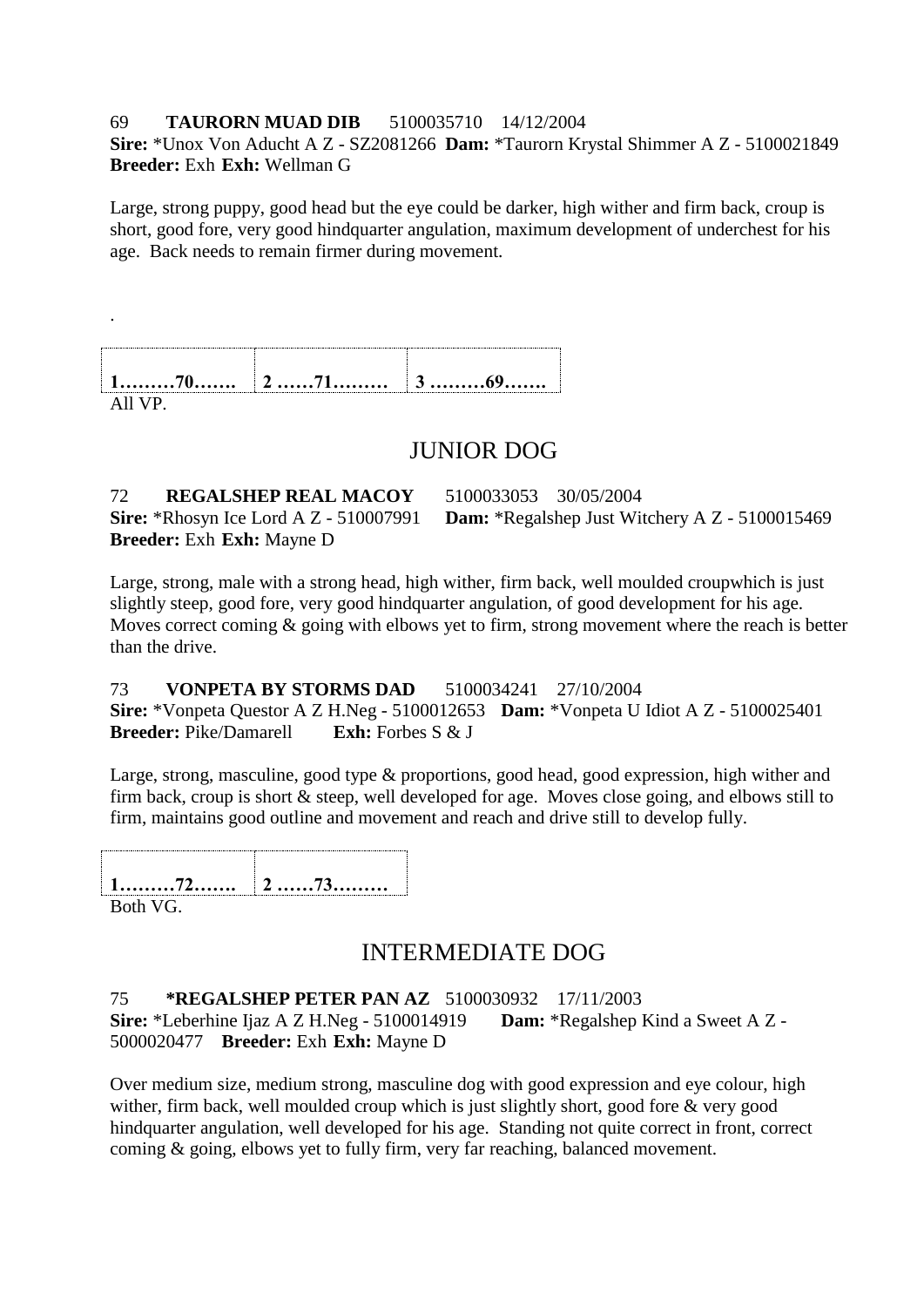69 **TAURORN MUAD DIB** 5100035710 14/12/2004
**Sire:** *Unox Von Aducht A Z - SZ2081266 **Dam:** *Taurorn Krystal Shimmer A Z - 5100021849
**Breeder:** Exh **Exh:** Wellman G

Large, strong puppy, good head but the eye could be darker, high wither and firm back, croup is short, good fore, very good hindquarter angulation, maximum development of underchest for his age. Back needs to remain firmer during movement.

.

| 1………70……. | 2 ……71……… | 3 ………69……. |
|---|---|---|

All VP.

## JUNIOR DOG

72 **REGALSHEP REAL MACOY** 5100033053 30/05/2004
**Sire:** *Rhosyn Ice Lord A Z - 510007991 **Dam:** *Regalshep Just Witchery A Z - 5100015469
**Breeder:** Exh **Exh:** Mayne D

Large, strong, male with a strong head, high wither, firm back, well moulded croupwhich is just slightly steep, good fore, very good hindquarter angulation, of good development for his age. Moves correct coming & going with elbows yet to firm, strong movement where the reach is better than the drive.

73 **VONPETA BY STORMS DAD** 5100034241 27/10/2004
**Sire:** *Vonpeta Questor A Z H.Neg - 5100012653 **Dam:** *Vonpeta U Idiot A Z - 5100025401
**Breeder:** Pike/Damarell **Exh:** Forbes S & J

Large, strong, masculine, good type & proportions, good head, good expression, high wither and firm back, croup is short & steep, well developed for age. Moves close going, and elbows still to firm, maintains good outline and movement and reach and drive still to develop fully.

| 1………72……. | 2 ……73……… |
|---|---|

Both VG.

## INTERMEDIATE DOG

75 ***REGALSHEP PETER PAN AZ** 5100030932 17/11/2003
**Sire:** *Leberhine Ijaz A Z H.Neg - 5100014919 **Dam:** *Regalshep Kind a Sweet A Z - 5000020477 **Breeder:** Exh **Exh:** Mayne D

Over medium size, medium strong, masculine dog with good expression and eye colour, high wither, firm back, well moulded croup which is just slightly short, good fore & very good hindquarter angulation, well developed for his age. Standing not quite correct in front, correct coming & going, elbows yet to fully firm, very far reaching, balanced movement.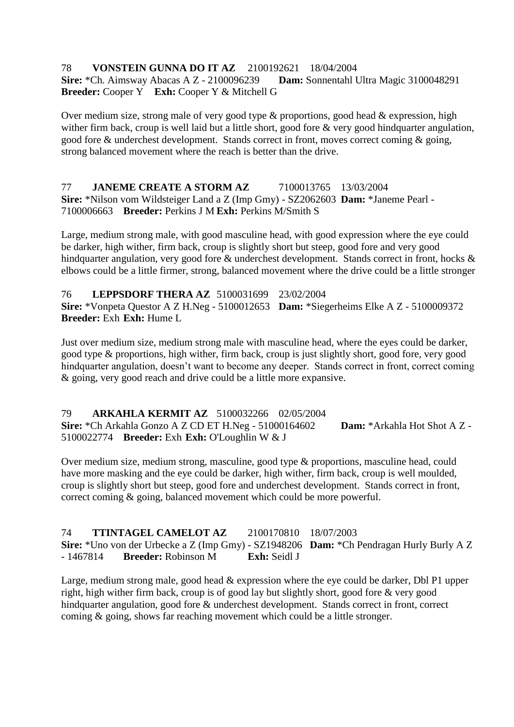78 **VONSTEIN GUNNA DO IT AZ** 2100192621 18/04/2004
**Sire:** *Ch. Aimsway Abacas A Z - 2100096239 **Dam:** Sonnentahl Ultra Magic 3100048291
**Breeder:** Cooper Y **Exh:** Cooper Y & Mitchell G

Over medium size, strong male of very good type & proportions, good head & expression, high wither firm back, croup is well laid but a little short, good fore & very good hindquarter angulation, good fore & underchest development. Stands correct in front, moves correct coming & going, strong balanced movement where the reach is better than the drive.

77 **JANEME CREATE A STORM AZ** 7100013765 13/03/2004
**Sire:** *Nilson vom Wildsteiger Land a Z (Imp Gmy) - SZ2062603 **Dam:** *Janeme Pearl - 7100006663 **Breeder:** Perkins J M **Exh:** Perkins M/Smith S

Large, medium strong male, with good masculine head, with good expression where the eye could be darker, high wither, firm back, croup is slightly short but steep, good fore and very good hindquarter angulation, very good fore & underchest development. Stands correct in front, hocks & elbows could be a little firmer, strong, balanced movement where the drive could be a little stronger

76 **LEPPSDORF THERA AZ** 5100031699 23/02/2004
**Sire:** *Vonpeta Questor A Z H.Neg - 5100012653 **Dam:** *Siegerheims Elke A Z - 5100009372
**Breeder:** Exh **Exh:** Hume L

Just over medium size, medium strong male with masculine head, where the eyes could be darker, good type & proportions, high wither, firm back, croup is just slightly short, good fore, very good hindquarter angulation, doesn't want to become any deeper. Stands correct in front, correct coming & going, very good reach and drive could be a little more expansive.

79 **ARKAHLA KERMIT AZ** 5100032266 02/05/2004
**Sire:** *Ch Arkahla Gonzo A Z CD ET H.Neg - 51000164602 **Dam:** *Arkahla Hot Shot A Z - 5100022774 **Breeder:** Exh **Exh:** O'Loughlin W & J

Over medium size, medium strong, masculine, good type & proportions, masculine head, could have more masking and the eye could be darker, high wither, firm back, croup is well moulded, croup is slightly short but steep, good fore and underchest development. Stands correct in front, correct coming & going, balanced movement which could be more powerful.

74 **TTINTAGEL CAMELOT AZ** 2100170810 18/07/2003
**Sire:** *Uno von der Urbecke a Z (Imp Gmy) - SZ1948206 **Dam:** *Ch Pendragan Hurly Burly A Z - 1467814 **Breeder:** Robinson M **Exh:** Seidl J

Large, medium strong male, good head & expression where the eye could be darker, Dbl P1 upper right, high wither firm back, croup is of good lay but slightly short, good fore & very good hindquarter angulation, good fore & underchest development. Stands correct in front, correct coming & going, shows far reaching movement which could be a little stronger.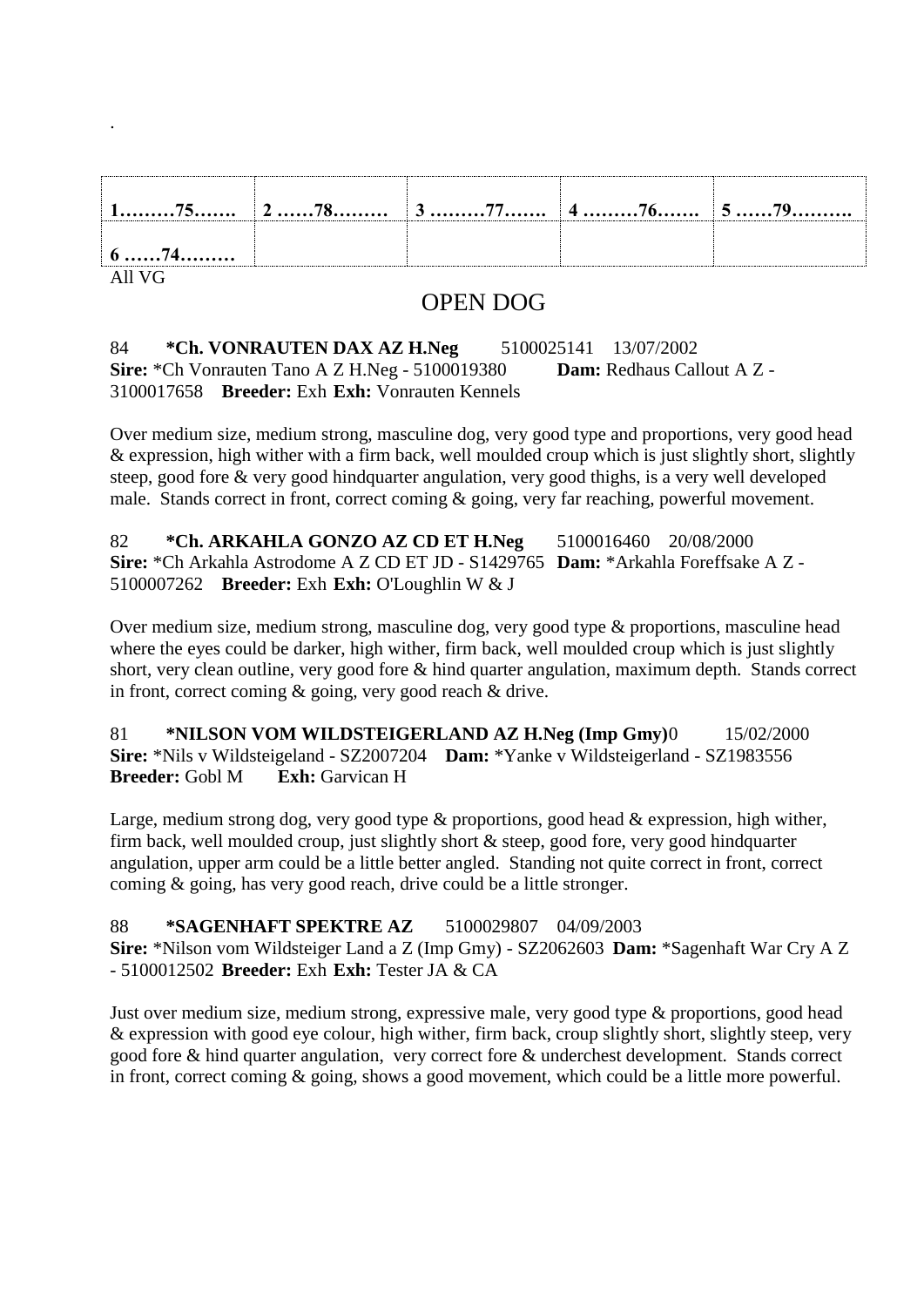.

| 1………75……. | 2 ……78……… | 3 ………77……. | 4 ………76……. | 5 ……79………. |
|---|---|---|---|---|
| 6 ……74……… | | | | |

All VG

## OPEN DOG

84 **\*Ch. VONRAUTEN DAX AZ H.Neg** 5100025141 13/07/2002
**Sire:** \*Ch Vonrauten Tano A Z H.Neg - 5100019380 **Dam:** Redhaus Callout A Z - 3100017658 **Breeder:** Exh **Exh:** Vonrauten Kennels

Over medium size, medium strong, masculine dog, very good type and proportions, very good head & expression, high wither with a firm back, well moulded croup which is just slightly short, slightly steep, good fore & very good hindquarter angulation, very good thighs, is a very well developed male. Stands correct in front, correct coming & going, very far reaching, powerful movement.

82 **\*Ch. ARKAHLA GONZO AZ CD ET H.Neg** 5100016460 20/08/2000
**Sire:** \*Ch Arkahla Astrodome A Z CD ET JD - S1429765 **Dam:** \*Arkahla Foreffsake A Z - 5100007262 **Breeder:** Exh **Exh:** O'Loughlin W & J

Over medium size, medium strong, masculine dog, very good type & proportions, masculine head where the eyes could be darker, high wither, firm back, well moulded croup which is just slightly short, very clean outline, very good fore & hind quarter angulation, maximum depth. Stands correct in front, correct coming & going, very good reach & drive.

81 **\*NILSON VOM WILDSTEIGERLAND AZ H.Neg (Imp Gmy)**0 15/02/2000
**Sire:** \*Nils v Wildsteigeland - SZ2007204 **Dam:** \*Yanke v Wildsteigerland - SZ1983556
**Breeder:** Gobl M **Exh:** Garvican H

Large, medium strong dog, very good type & proportions, good head & expression, high wither, firm back, well moulded croup, just slightly short & steep, good fore, very good hindquarter angulation, upper arm could be a little better angled. Standing not quite correct in front, correct coming & going, has very good reach, drive could be a little stronger.

88 **\*SAGENHAFT SPEKTRE AZ** 5100029807 04/09/2003
**Sire:** \*Nilson vom Wildsteiger Land a Z (Imp Gmy) - SZ2062603 **Dam:** \*Sagenhaft War Cry A Z - 5100012502 **Breeder:** Exh **Exh:** Tester JA & CA

Just over medium size, medium strong, expressive male, very good type & proportions, good head & expression with good eye colour, high wither, firm back, croup slightly short, slightly steep, very good fore & hind quarter angulation, very correct fore & underchest development. Stands correct in front, correct coming & going, shows a good movement, which could be a little more powerful.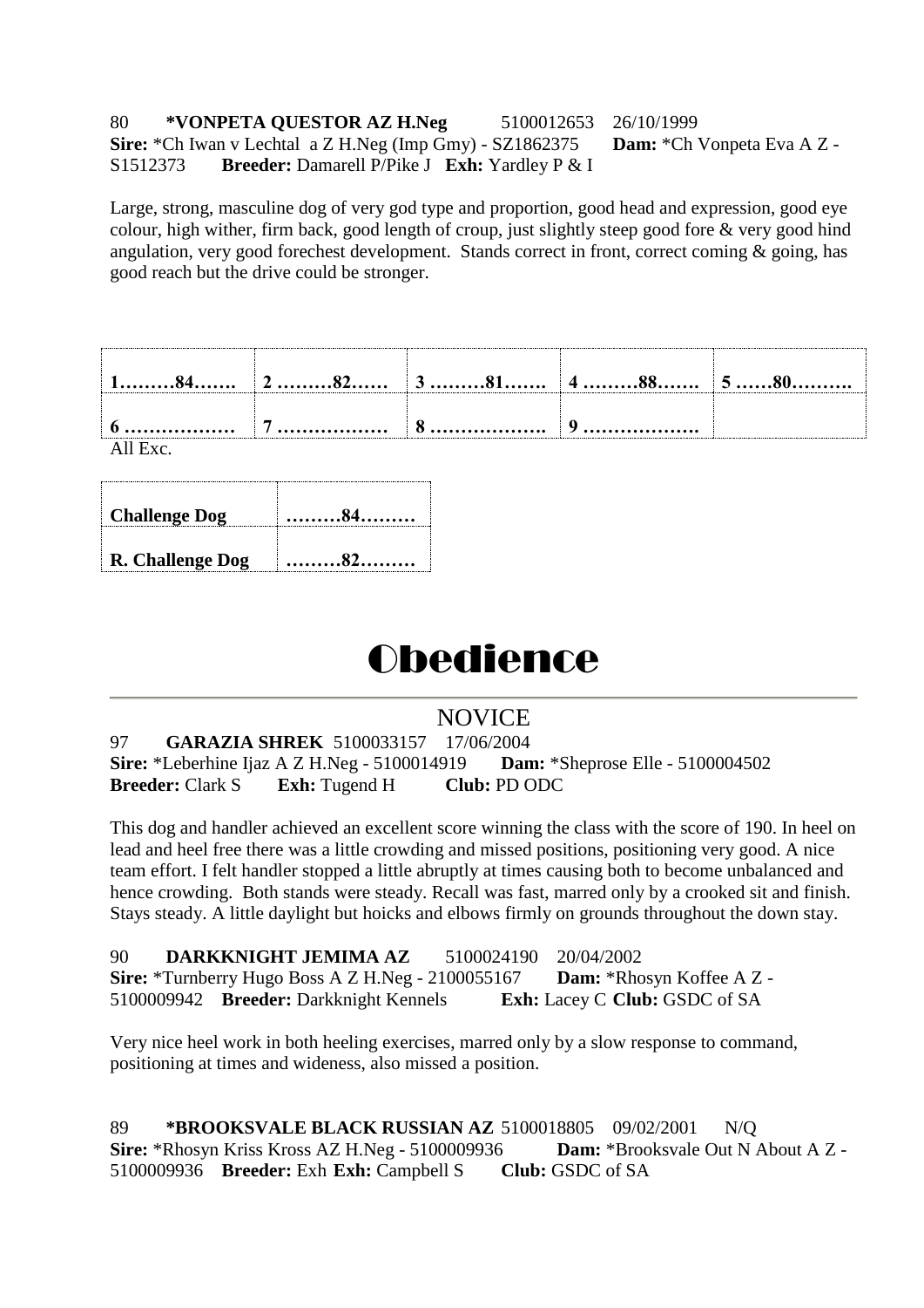80 **\*VONPETA QUESTOR AZ H.Neg** 5100012653 26/10/1999
**Sire:** \*Ch Iwan v Lechtal a Z H.Neg (Imp Gmy) - SZ1862375 **Dam:** \*Ch Vonpeta Eva A Z - S1512373 **Breeder:** Damarell P/Pike J **Exh:** Yardley P & I

Large, strong, masculine dog of very god type and proportion, good head and expression, good eye colour, high wither, firm back, good length of croup, just slightly steep good fore & very good hind angulation, very good forechest development. Stands correct in front, correct coming & going, has good reach but the drive could be stronger.

| 1………84……. | 2 ………82…… | 3 ………81……. | 4 ………88……. | 5 ……80………. |
|---|---|---|---|---|
| 6 ……………… | 7 ……………… | 8 ………………. | 9 ………………. | |

All Exc.

| Challenge Dog | ………84……… |
|---|---|
| R. Challenge Dog | ………82……… |

# Obedience

## NOVICE

97 **GARAZIA SHREK** 5100033157 17/06/2004
**Sire:** \*Leberhine Ijaz A Z H.Neg - 5100014919 **Dam:** \*Sheprose Elle - 5100004502
**Breeder:** Clark S **Exh:** Tugend H **Club:** PD ODC

This dog and handler achieved an excellent score winning the class with the score of 190. In heel on lead and heel free there was a little crowding and missed positions, positioning very good. A nice team effort. I felt handler stopped a little abruptly at times causing both to become unbalanced and hence crowding. Both stands were steady. Recall was fast, marred only by a crooked sit and finish. Stays steady. A little daylight but hoicks and elbows firmly on grounds throughout the down stay.

90 **DARKKNIGHT JEMIMA AZ** 5100024190 20/04/2002
**Sire:** \*Turnberry Hugo Boss A Z H.Neg - 2100055167 **Dam:** \*Rhosyn Koffee A Z - 5100009942 **Breeder:** Darkknight Kennels **Exh:** Lacey C **Club:** GSDC of SA

Very nice heel work in both heeling exercises, marred only by a slow response to command, positioning at times and wideness, also missed a position.

89 **\*BROOKSVALE BLACK RUSSIAN AZ** 5100018805 09/02/2001 N/Q
**Sire:** \*Rhosyn Kriss Kross AZ H.Neg - 5100009936 **Dam:** \*Brooksvale Out N About A Z - 5100009936 **Breeder:** Exh **Exh:** Campbell S **Club:** GSDC of SA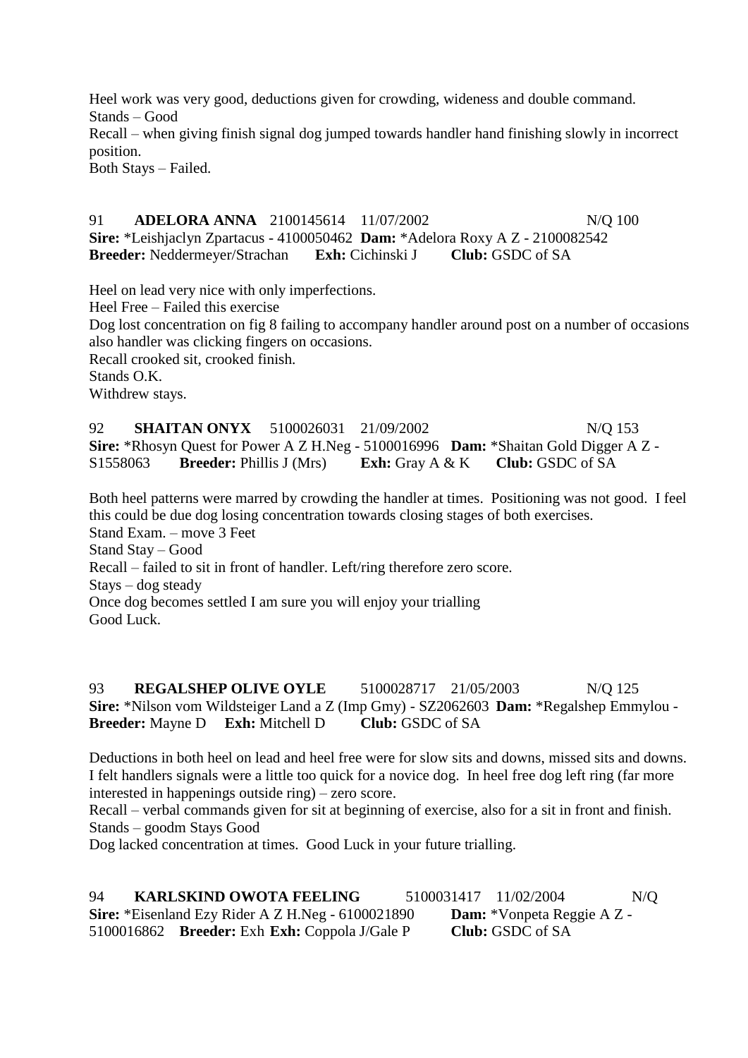Heel work was very good, deductions given for crowding, wideness and double command.
Stands – Good
Recall – when giving finish signal dog jumped towards handler hand finishing slowly in incorrect position.
Both Stays – Failed.

91 **ADELORA ANNA** 2100145614 11/07/2002 N/Q 100
**Sire:** *Leishjaclyn Zpartacus - 4100050462 **Dam:** *Adelora Roxy A Z - 2100082542
**Breeder:** Neddermeyer/Strachan **Exh:** Cichinski J **Club:** GSDC of SA

Heel on lead very nice with only imperfections.
Heel Free – Failed this exercise
Dog lost concentration on fig 8 failing to accompany handler around post on a number of occasions also handler was clicking fingers on occasions.
Recall crooked sit, crooked finish.
Stands O.K.
Withdrew stays.

92 **SHAITAN ONYX** 5100026031 21/09/2002 N/Q 153
**Sire:** *Rhosyn Quest for Power A Z H.Neg - 5100016996 **Dam:** *Shaitan Gold Digger A Z - S1558063 **Breeder:** Phillis J (Mrs) **Exh:** Gray A & K **Club:** GSDC of SA

Both heel patterns were marred by crowding the handler at times. Positioning was not good. I feel this could be due dog losing concentration towards closing stages of both exercises.
Stand Exam. – move 3 Feet
Stand Stay – Good
Recall – failed to sit in front of handler. Left/ring therefore zero score.
Stays – dog steady
Once dog becomes settled I am sure you will enjoy your trialling
Good Luck.

93 **REGALSHEP OLIVE OYLE** 5100028717 21/05/2003 N/Q 125
**Sire:** *Nilson vom Wildsteiger Land a Z (Imp Gmy) - SZ2062603 **Dam:** *Regalshep Emmylou - **Breeder:** Mayne D **Exh:** Mitchell D **Club:** GSDC of SA

Deductions in both heel on lead and heel free were for slow sits and downs, missed sits and downs. I felt handlers signals were a little too quick for a novice dog. In heel free dog left ring (far more interested in happenings outside ring) – zero score.
Recall – verbal commands given for sit at beginning of exercise, also for a sit in front and finish.
Stands – goodm Stays Good
Dog lacked concentration at times. Good Luck in your future trialling.

94 **KARLSKIND OWOTA FEELING** 5100031417 11/02/2004 N/Q
**Sire:** *Eisenland Ezy Rider A Z H.Neg - 6100021890 **Dam:** *Vonpeta Reggie A Z - 5100016862 **Breeder:** Exh **Exh:** Coppola J/Gale P **Club:** GSDC of SA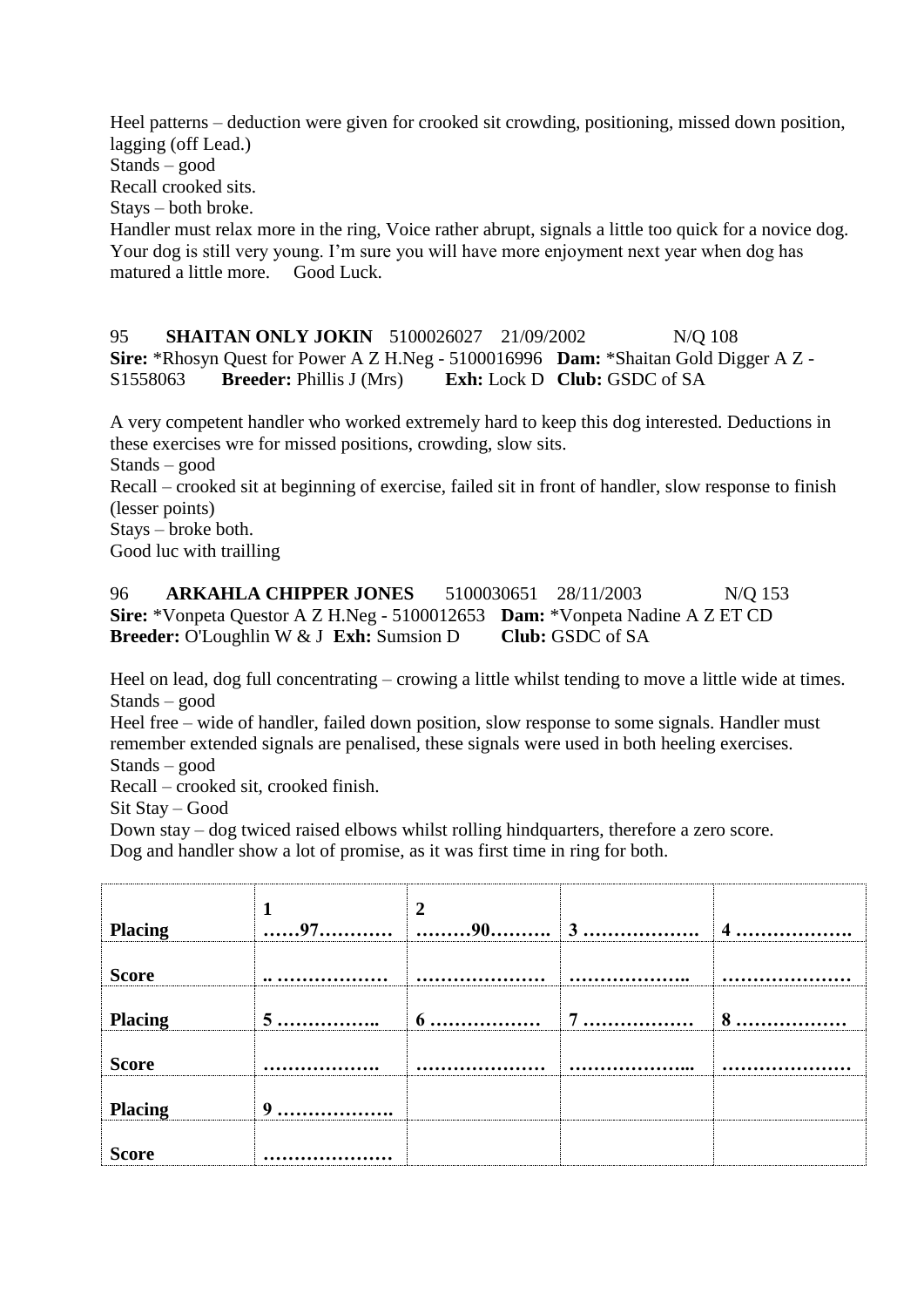Heel patterns – deduction were given for crooked sit crowding, positioning, missed down position, lagging (off Lead.)
Stands – good
Recall crooked sits.
Stays – both broke.
Handler must relax more in the ring, Voice rather abrupt, signals a little too quick for a novice dog. Your dog is still very young. I'm sure you will have more enjoyment next year when dog has matured a little more.  Good Luck.

95 **SHAITAN ONLY JOKIN** 5100026027 21/09/2002 N/Q 108
**Sire:** *Rhosyn Quest for Power A Z H.Neg - 5100016996 **Dam:** *Shaitan Gold Digger A Z - S1558063 **Breeder:** Phillis J (Mrs) **Exh:** Lock D **Club:** GSDC of SA

A very competent handler who worked extremely hard to keep this dog interested. Deductions in these exercises wre for missed positions, crowding, slow sits.
Stands – good
Recall – crooked sit at beginning of exercise, failed sit in front of handler, slow response to finish (lesser points)
Stays – broke both.
Good luc with trailling

96 **ARKAHLA CHIPPER JONES** 5100030651 28/11/2003 N/Q 153
**Sire:** *Vonpeta Questor A Z H.Neg - 5100012653 **Dam:** *Vonpeta Nadine A Z ET CD
**Breeder:** O'Loughlin W & J **Exh:** Sumsion D **Club:** GSDC of SA

Heel on lead, dog full concentrating – crowing a little whilst tending to move a little wide at times.
Stands – good
Heel free – wide of handler, failed down position, slow response to some signals. Handler must remember extended signals are penalised, these signals were used in both heeling exercises.
Stands – good
Recall – crooked sit, crooked finish.
Sit Stay – Good
Down stay – dog twiced raised elbows whilst rolling hindquarters, therefore a zero score.
Dog and handler show a lot of promise, as it was first time in ring for both.

| **Placing** | **1 ……97…………** | **2 ………90……….** | **3 ……………….** | **4 ……………….** |
|---|---|---|---|---|
| **Score** | **.. ………………** | **…………………** | **………………..** | **…………………** |
| **Placing** | **5 ……………..** | **6 ………………** | **7 ………………** | **8 ………………** |
| **Score** | **……………….** | **…………………** | **………………...** | **…………………** |
| **Placing** | **9 ……………….** | | | |
| **Score** | **…………………** | | | |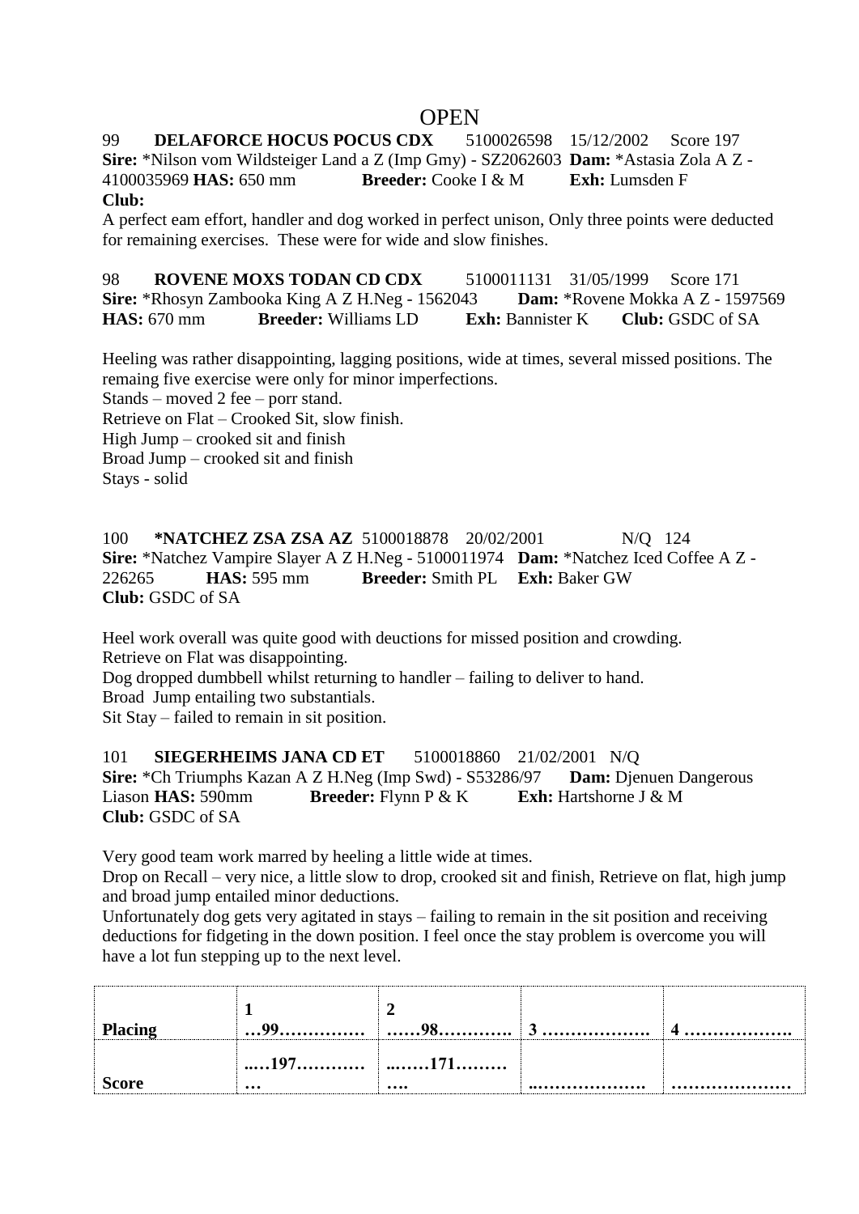# OPEN

99 **DELAFORCE HOCUS POCUS CDX** 5100026598 15/12/2002 Score 197
**Sire:** *Nilson vom Wildsteiger Land a Z (Imp Gmy) - SZ2062603 **Dam:** *Astasia Zola A Z - 4100035969 **HAS:** 650 mm **Breeder:** Cooke I & M **Exh:** Lumsden F
**Club:**

A perfect eam effort, handler and dog worked in perfect unison, Only three points were deducted for remaining exercises. These were for wide and slow finishes.

98 **ROVENE MOXS TODAN CD CDX** 5100011131 31/05/1999 Score 171
**Sire:** *Rhosyn Zambooka King A Z H.Neg - 1562043 **Dam:** *Rovene Mokka A Z - 1597569
**HAS:** 670 mm **Breeder:** Williams LD **Exh:** Bannister K **Club:** GSDC of SA

Heeling was rather disappointing, lagging positions, wide at times, several missed positions. The remaing five exercise were only for minor imperfections.
Stands – moved 2 fee – porr stand.
Retrieve on Flat – Crooked Sit, slow finish.
High Jump – crooked sit and finish
Broad Jump – crooked sit and finish
Stays - solid

100 ***NATCHEZ ZSA ZSA AZ** 5100018878 20/02/2001 N/Q 124
**Sire:** *Natchez Vampire Slayer A Z H.Neg - 5100011974 **Dam:** *Natchez Iced Coffee A Z - 226265 **HAS:** 595 mm **Breeder:** Smith PL **Exh:** Baker GW
**Club:** GSDC of SA

Heel work overall was quite good with deuctions for missed position and crowding.
Retrieve on Flat was disappointing.
Dog dropped dumbbell whilst returning to handler – failing to deliver to hand.
Broad Jump entailing two substantials.
Sit Stay – failed to remain in sit position.

101 **SIEGERHEIMS JANA CD ET** 5100018860 21/02/2001 N/Q
**Sire:** *Ch Triumphs Kazan A Z H.Neg (Imp Swd) - S53286/97 **Dam:** Djenuen Dangerous Liason **HAS:** 590mm **Breeder:** Flynn P & K **Exh:** Hartshorne J & M
**Club:** GSDC of SA

Very good team work marred by heeling a little wide at times.
Drop on Recall – very nice, a little slow to drop, crooked sit and finish, Retrieve on flat, high jump and broad jump entailed minor deductions.
Unfortunately dog gets very agitated in stays – failing to remain in the sit position and receiving deductions for fidgeting in the down position. I feel once the stay problem is overcome you will have a lot fun stepping up to the next level.

| **Placing** | **1 …99……………** | **2 ……98…………** | **3 ……………….** | **4 ……………….** |
|---|---|---|---|---|
| **Score** | **..…197………… …** | **..……171……… ….** | **..……………….** | **…………………** |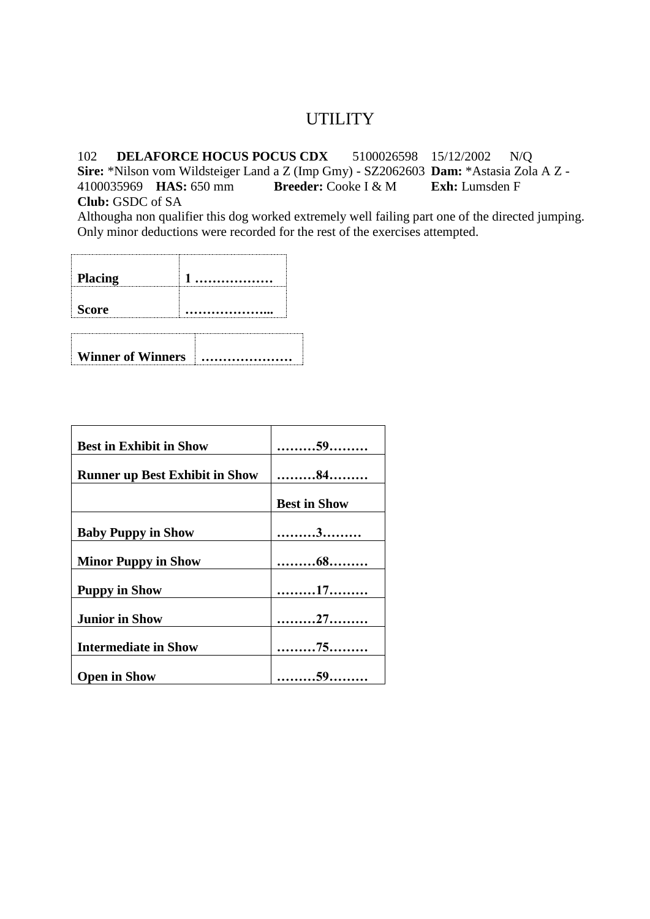# UTILITY

102 **DELAFORCE HOCUS POCUS CDX** 5100026598 15/12/2002 N/Q
**Sire:** *Nilson vom Wildsteiger Land a Z (Imp Gmy) - SZ2062603 **Dam:** *Astasia Zola A Z - 4100035969 **HAS:** 650 mm **Breeder:** Cooke I & M **Exh:** Lumsden F
**Club:** GSDC of SA
Althougha non qualifier this dog worked extremely well failing part one of the directed jumping. Only minor deductions were recorded for the rest of the exercises attempted.

| | |
|---|---|
| **Placing** | **1 ………………** |
| **Score** | **………………...** |

| | |
|---|---|
| **Winner of Winners** | **…………………** |

| | |
|---|---|
| **Best in Exhibit in Show** | **………59………** |
| **Runner up Best Exhibit in Show** | **………84………** |
| | **Best in Show** |
| **Baby Puppy in Show** | **………3………** |
| **Minor Puppy in Show** | **………68………** |
| **Puppy in Show** | **………17………** |
| **Junior in Show** | **………27………** |
| **Intermediate in Show** | **………75………** |
| **Open in Show** | **………59………** |